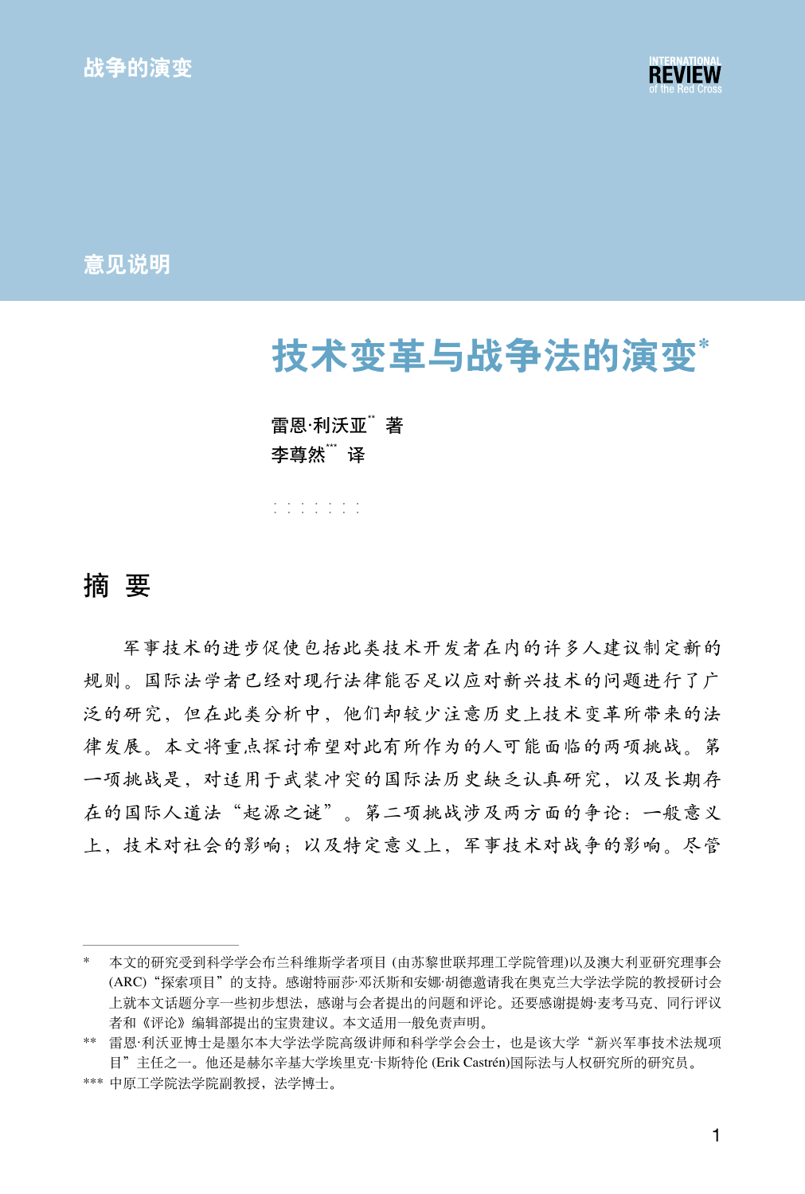战争的演变

意见说明

# 技术变革与战争法的演变*

雷恩·利沃亚** 著

李尊然*** 译

## 摘 要

军事技术的进步促使包括此类技术开发者在内的许多人建议制定新的规则。国际法学者已经对现行法律能否足以应对新兴技术的问题进行了广泛的研究，但在此类分析中，他们却较少注意历史上技术变革所带来的法律发展。本文将重点探讨希望对此有所作为的人可能面临的两项挑战。第一项挑战是，对适用于武装冲突的国际法历史缺乏认真研究，以及长期存在的国际人道法“起源之谜”。第二项挑战涉及两方面的争论：一般意义上，技术对社会的影响；以及特定意义上，军事技术对战争的影响。尽管

---

\* 本文的研究受到科学学会布兰科维斯学者项目 (由苏黎世联邦理工学院管理)以及澳大利亚研究理事会(ARC)“探索项目”的支持。感谢特丽莎·邓沃斯和安娜·胡德邀请我在奥克兰大学法学院的教授研讨会上就本文话题分享一些初步想法，感谢与会者提出的问题和评论。还要感谢提姆·麦考马克、同行评议者和《评论》编辑部提出的宝贵建议。本文适用一般免责声明。

\*\* 雷恩·利沃亚博士是墨尔本大学法学院高级讲师和科学学会会士，也是该大学“新兴军事技术法规项目”主任之一。他还是赫尔辛基大学埃里克·卡斯特伦 (Erik Castrén)国际法与人权研究所的研究员。

\*\*\* 中原工学院法学院副教授，法学博士。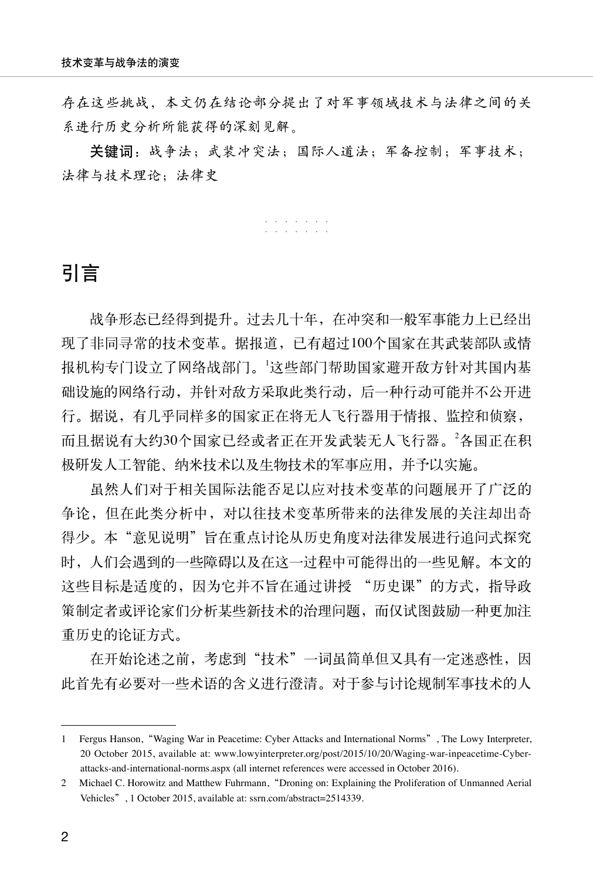存在这些挑战，本文仍在结论部分提出了对军事领域技术与法律之间的关系进行历史分析所能获得的深刻见解。

**关键词**：战争法；武装冲突法；国际人道法；军备控制；军事技术；法律与技术理论；法律史

## 引言

战争形态已经得到提升。过去几十年，在冲突和一般军事能力上已经出现了非同寻常的技术变革。据报道，已有超过100个国家在其武装部队或情报机构专门设立了网络战部门。[1]这些部门帮助国家避开敌方针对其国内基础设施的网络行动，并针对敌方采取此类行动，后一种行动可能并不公开进行。据说，有几乎同样多的国家正在将无人飞行器用于情报、监控和侦察，而且据说有大约30个国家已经或者正在开发武装无人飞行器。[2]各国正在积极研发人工智能、纳米技术以及生物技术的军事应用，并予以实施。

虽然人们对于相关国际法能否足以应对技术变革的问题展开了广泛的争论，但在此类分析中，对以往技术变革所带来的法律发展的关注却出奇得少。本“意见说明”旨在重点讨论从历史角度对法律发展进行追问式探究时，人们会遇到的一些障碍以及在这一过程中可能得出的一些见解。本文的这些目标是适度的，因为它并不旨在通过讲授 “历史课”的方式，指导政策制定者或评论家们分析某些新技术的治理问题，而仅试图鼓励一种更加注重历史的论证方式。

在开始论述之前，考虑到“技术”一词虽简单但又具有一定迷惑性，因此首先有必要对一些术语的含义进行澄清。对于参与讨论规制军事技术的人

---

1 Fergus Hanson, “Waging War in Peacetime: Cyber Attacks and International Norms”, The Lowy Interpreter, 20 October 2015, available at: www.lowyinterpreter.org/post/2015/10/20/Waging-war-inpeacetime-Cyber-attacks-and-international-norms.aspx (all internet references were accessed in October 2016).

2 Michael C. Horowitz and Matthew Fuhrmann, “Droning on: Explaining the Proliferation of Unmanned Aerial Vehicles”, 1 October 2015, available at: ssrn.com/abstract=2514339.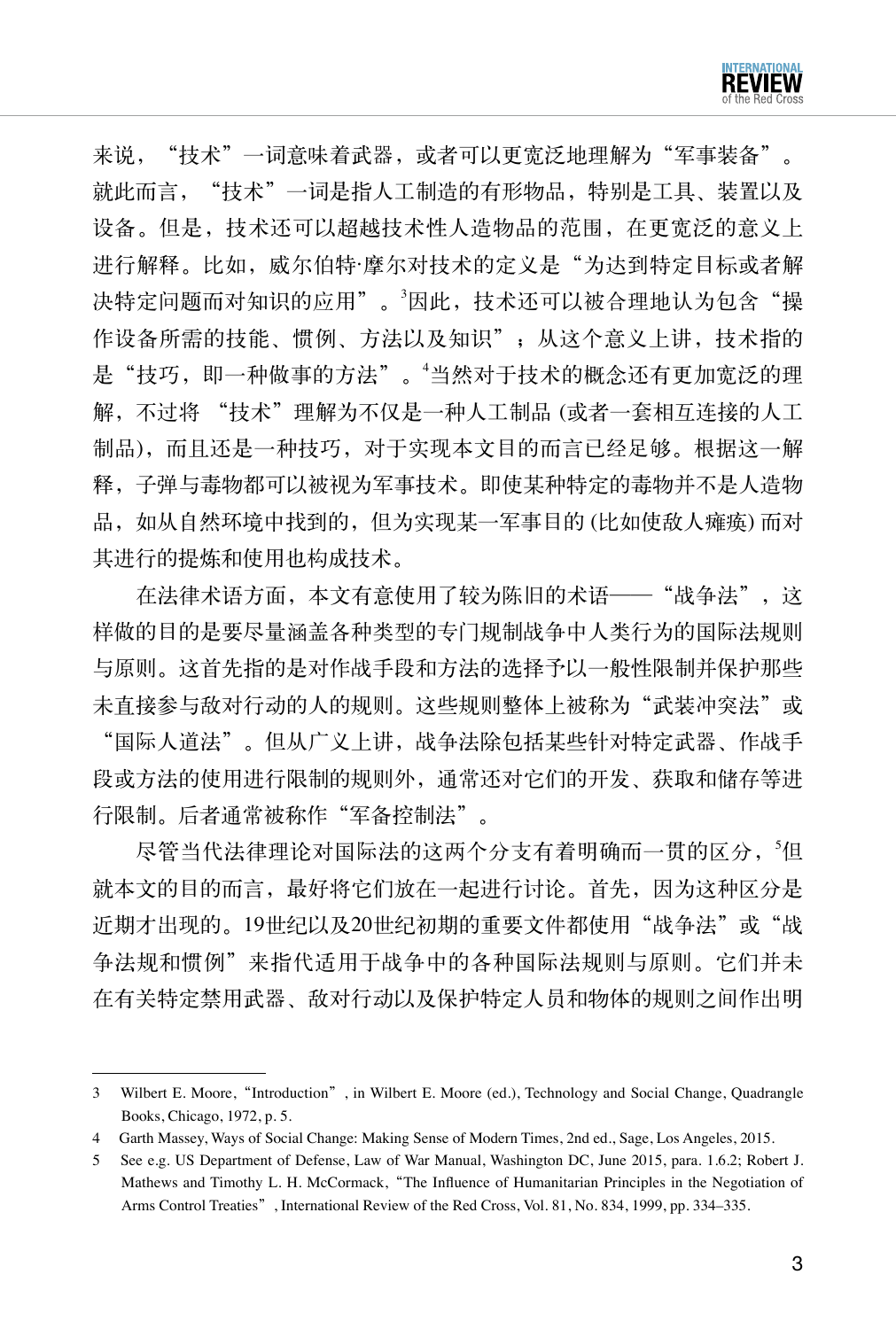来说，“技术”一词意味着武器，或者可以更宽泛地理解为“军事装备”。就此而言，“技术”一词是指人工制造的有形物品，特别是工具、装置以及设备。但是，技术还可以超越技术性人造物品的范围，在更宽泛的意义上进行解释。比如，威尔伯特·摩尔对技术的定义是“为达到特定目标或者解决特定问题而对知识的应用”。[3]因此，技术还可以被合理地认为包含“操作设备所需的技能、惯例、方法以及知识”；从这个意义上讲，技术指的是“技巧，即一种做事的方法”。[4]当然对于技术的概念还有更加宽泛的理解，不过将 “技术”理解为不仅是一种人工制品 (或者一套相互连接的人工制品)，而且还是一种技巧，对于实现本文目的而言已经足够。根据这一解释，子弹与毒物都可以被视为军事技术。即使某种特定的毒物并不是人造物品，如从自然环境中找到的，但为实现某一军事目的 (比如使敌人瘫痪) 而对其进行的提炼和使用也构成技术。

在法律术语方面，本文有意使用了较为陈旧的术语——“战争法”，这样做的目的是要尽量涵盖各种类型的专门规制战争中人类行为的国际法规则与原则。这首先指的是对作战手段和方法的选择予以一般性限制并保护那些未直接参与敌对行动的人的规则。这些规则整体上被称为“武装冲突法”或“国际人道法”。但从广义上讲，战争法除包括某些针对特定武器、作战手段或方法的使用进行限制的规则外，通常还对它们的开发、获取和储存等进行限制。后者通常被称作“军备控制法”。

尽管当代法律理论对国际法的这两个分支有着明确而一贯的区分，[5]但就本文的目的而言，最好将它们放在一起进行讨论。首先，因为这种区分是近期才出现的。19世纪以及20世纪初期的重要文件都使用“战争法”或“战争法规和惯例”来指代适用于战争中的各种国际法规则与原则。它们并未在有关特定禁用武器、敌对行动以及保护特定人员和物体的规则之间作出明

---

3 Wilbert E. Moore,“Introduction”, in Wilbert E. Moore (ed.), Technology and Social Change, Quadrangle Books, Chicago, 1972, p. 5.

4 Garth Massey, Ways of Social Change: Making Sense of Modern Times, 2nd ed., Sage, Los Angeles, 2015.

5 See e.g. US Department of Defense, Law of War Manual, Washington DC, June 2015, para. 1.6.2; Robert J. Mathews and Timothy L. H. McCormack,“The Influence of Humanitarian Principles in the Negotiation of Arms Control Treaties”, International Review of the Red Cross, Vol. 81, No. 834, 1999, pp. 334–335.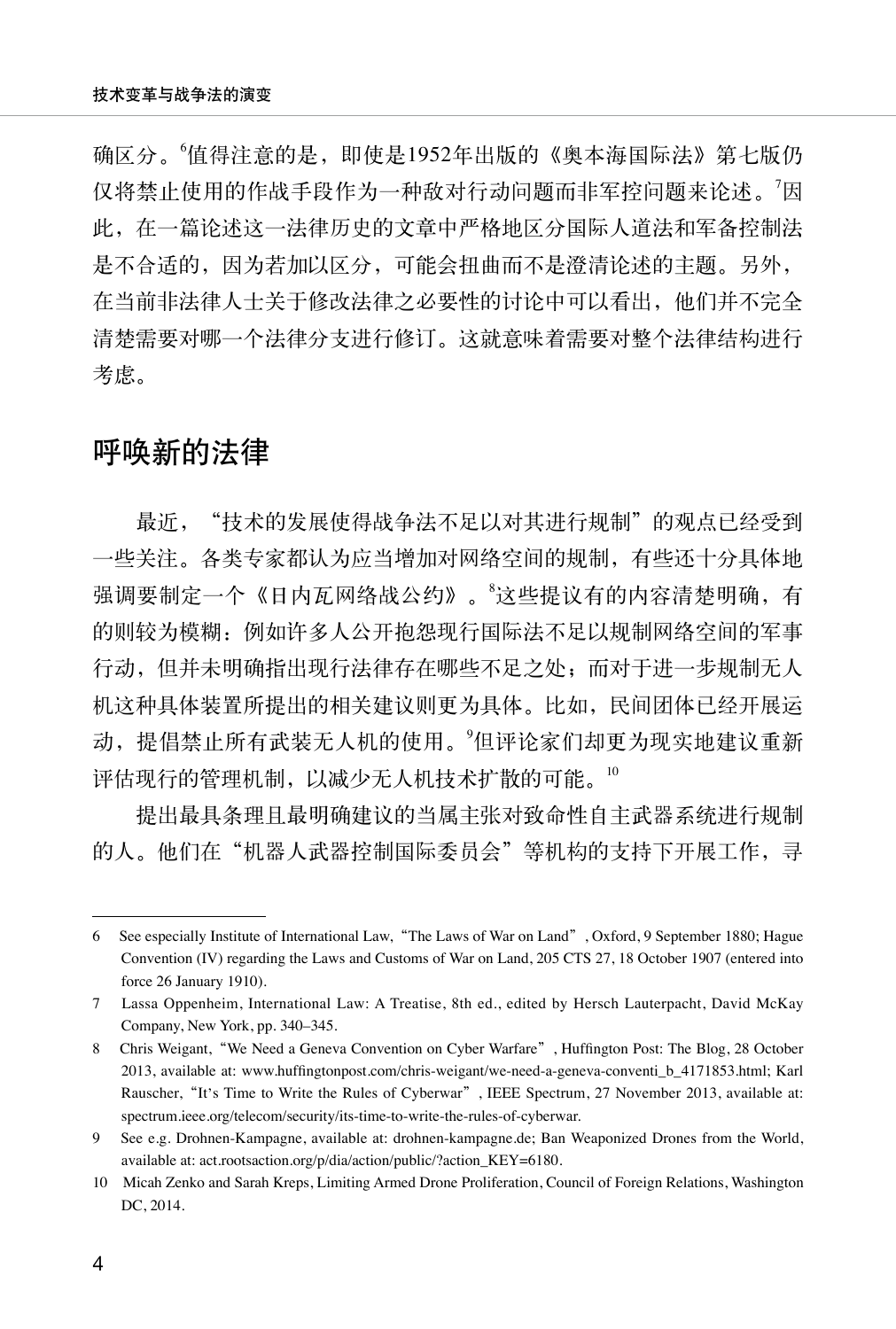确区分。[6]值得注意的是，即使是1952年出版的《奥本海国际法》第七版仍仅将禁止使用的作战手段作为一种敌对行动问题而非军控问题来论述。[7]因此，在一篇论述这一法律历史的文章中严格地区分国际人道法和军备控制法是不合适的，因为若加以区分，可能会扭曲而不是澄清论述的主题。另外，在当前非法律人士关于修改法律之必要性的讨论中可以看出，他们并不完全清楚需要对哪一个法律分支进行修订。这就意味着需要对整个法律结构进行考虑。

## 呼唤新的法律

最近，“技术的发展使得战争法不足以对其进行规制”的观点已经受到一些关注。各类专家都认为应当增加对网络空间的规制，有些还十分具体地强调要制定一个《日内瓦网络战公约》。[8]这些提议有的内容清楚明确，有的则较为模糊：例如许多人公开抱怨现行国际法不足以规制网络空间的军事行动，但并未明确指出现行法律存在哪些不足之处；而对于进一步规制无人机这种具体装置所提出的相关建议则更为具体。比如，民间团体已经开展运动，提倡禁止所有武装无人机的使用。[9]但评论家们却更为现实地建议重新评估现行的管理机制，以减少无人机技术扩散的可能。[10]

提出最具条理且最明确建议的当属主张对致命性自主武器系统进行规制的人。他们在“机器人武器控制国际委员会”等机构的支持下开展工作，寻

---

6 See especially Institute of International Law, “The Laws of War on Land”, Oxford, 9 September 1880; Hague Convention (IV) regarding the Laws and Customs of War on Land, 205 CTS 27, 18 October 1907 (entered into force 26 January 1910).

7 Lassa Oppenheim, International Law: A Treatise, 8th ed., edited by Hersch Lauterpacht, David McKay Company, New York, pp. 340–345.

8 Chris Weigant, “We Need a Geneva Convention on Cyber Warfare”, Huffington Post: The Blog, 28 October 2013, available at: www.huffingtonpost.com/chris-weigant/we-need-a-geneva-conventi_b_4171853.html; Karl Rauscher, “It's Time to Write the Rules of Cyberwar”, IEEE Spectrum, 27 November 2013, available at: spectrum.ieee.org/telecom/security/its-time-to-write-the-rules-of-cyberwar.

9 See e.g. Drohnen-Kampagne, available at: drohnen-kampagne.de; Ban Weaponized Drones from the World, available at: act.rootsaction.org/p/dia/action/public/?action_KEY=6180.

10 Micah Zenko and Sarah Kreps, Limiting Armed Drone Proliferation, Council of Foreign Relations, Washington DC, 2014.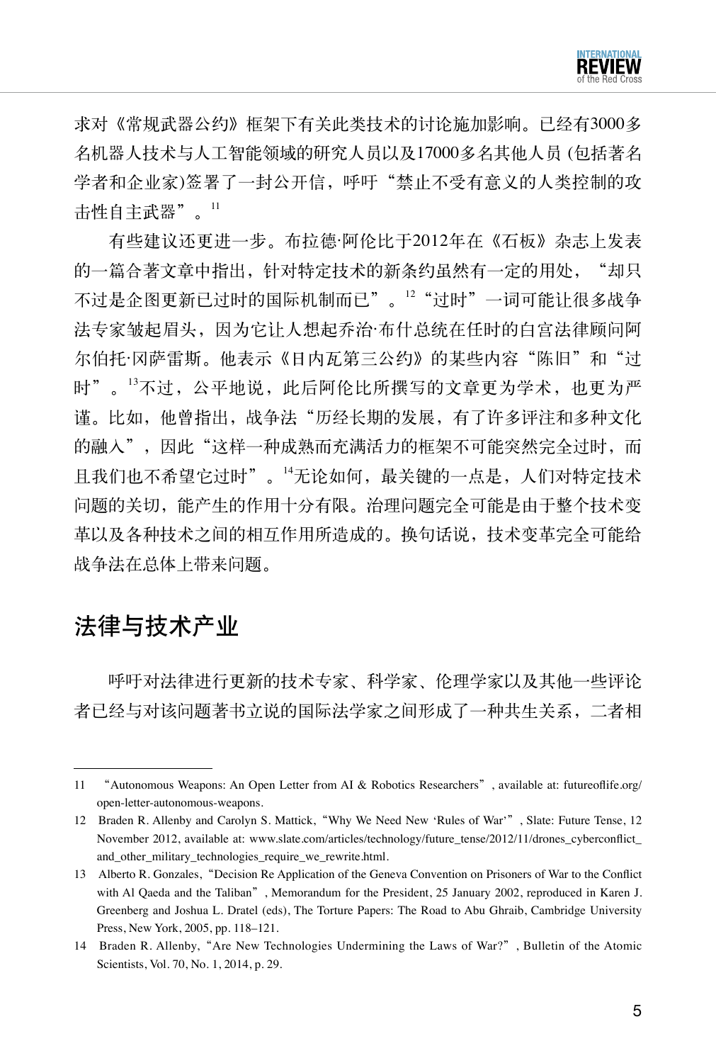求对《常规武器公约》框架下有关此类技术的讨论施加影响。已经有3000多名机器人技术与人工智能领域的研究人员以及17000多名其他人员 (包括著名学者和企业家)签署了一封公开信，呼吁“禁止不受有意义的人类控制的攻击性自主武器”。[11]

有些建议还更进一步。布拉德·阿伦比于2012年在《石板》杂志上发表的一篇合著文章中指出，针对特定技术的新条约虽然有一定的用处，“却只不过是企图更新已过时的国际机制而已”。[12]“过时”一词可能让很多战争法专家皱起眉头，因为它让人想起乔治·布什总统在任时的白宫法律顾问阿尔伯托·冈萨雷斯。他表示《日内瓦第三公约》的某些内容“陈旧”和“过时”。[13]不过，公平地说，此后阿伦比所撰写的文章更为学术，也更为严谨。比如，他曾指出，战争法“历经长期的发展，有了许多评注和多种文化的融入”，因此“这样一种成熟而充满活力的框架不可能突然完全过时，而且我们也不希望它过时”。[14]无论如何，最关键的一点是，人们对特定技术问题的关切，能产生的作用十分有限。治理问题完全可能是由于整个技术变革以及各种技术之间的相互作用所造成的。换句话说，技术变革完全可能给战争法在总体上带来问题。

## 法律与技术产业

呼吁对法律进行更新的技术专家、科学家、伦理学家以及其他一些评论者已经与对该问题著书立说的国际法学家之间形成了一种共生关系，二者相

---

11 “Autonomous Weapons: An Open Letter from AI & Robotics Researchers”, available at: futureoflife.org/open-letter-autonomous-weapons.

12 Braden R. Allenby and Carolyn S. Mattick, “Why We Need New ‘Rules of War’”, Slate: Future Tense, 12 November 2012, available at: www.slate.com/articles/technology/future_tense/2012/11/drones_cyberconflict_and_other_military_technologies_require_we_rewrite.html.

13 Alberto R. Gonzales, “Decision Re Application of the Geneva Convention on Prisoners of War to the Conflict with Al Qaeda and the Taliban”, Memorandum for the President, 25 January 2002, reproduced in Karen J. Greenberg and Joshua L. Dratel (eds), The Torture Papers: The Road to Abu Ghraib, Cambridge University Press, New York, 2005, pp. 118–121.

14 Braden R. Allenby, “Are New Technologies Undermining the Laws of War?”, Bulletin of the Atomic Scientists, Vol. 70, No. 1, 2014, p. 29.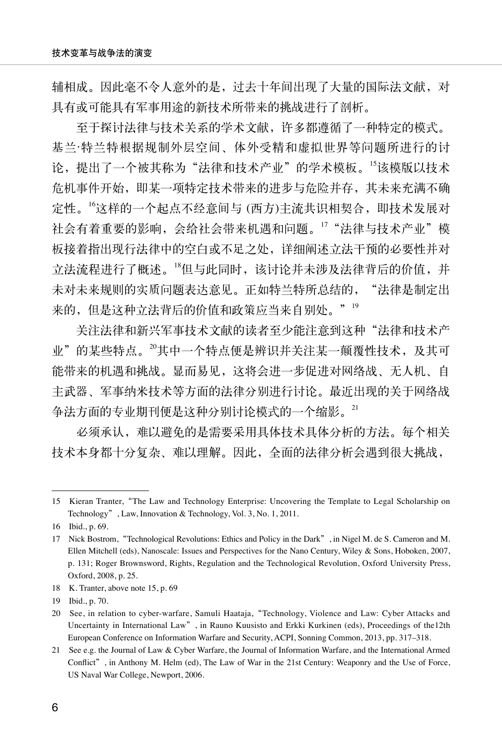辅相成。因此毫不令人意外的是，过去十年间出现了大量的国际法文献，对具有或可能具有军事用途的新技术所带来的挑战进行了剖析。

至于探讨法律与技术关系的学术文献，许多都遵循了一种特定的模式。基兰·特兰特根据规制外层空间、体外受精和虚拟世界等问题所进行的讨论，提出了一个被其称为“法律和技术产业”的学术模板。[15]该模版以技术危机事件开始，即某一项特定技术带来的进步与危险并存，其未来充满不确定性。[16]这样的一个起点不经意间与 (西方)主流共识相契合，即技术发展对社会有着重要的影响，会给社会带来机遇和问题。[17]“法律与技术产业”模板接着指出现行法律中的空白或不足之处，详细阐述立法干预的必要性并对立法流程进行了概述。[18]但与此同时，该讨论并未涉及法律背后的价值，并未对未来规则的实质问题表达意见。正如特兰特所总结的，“法律是制定出来的，但是这种立法背后的价值和政策应当来自别处。”[19]

关注法律和新兴军事技术文献的读者至少能注意到这种“法律和技术产业”的某些特点。[20]其中一个特点便是辨识并关注某一颠覆性技术，及其可能带来的机遇和挑战。显而易见，这将会进一步促进对网络战、无人机、自主武器、军事纳米技术等方面的法律分别进行讨论。最近出现的关于网络战争法方面的专业期刊便是这种分别讨论模式的一个缩影。[21]

必须承认，难以避免的是需要采用具体技术具体分析的方法。每个相关技术本身都十分复杂、难以理解。因此，全面的法律分析会遇到很大挑战，

---

15 Kieran Tranter,“The Law and Technology Enterprise: Uncovering the Template to Legal Scholarship on Technology”, Law, Innovation & Technology, Vol. 3, No. 1, 2011.

16 Ibid., p. 69.

17 Nick Bostrom,“Technological Revolutions: Ethics and Policy in the Dark”, in Nigel M. de S. Cameron and M. Ellen Mitchell (eds), Nanoscale: Issues and Perspectives for the Nano Century, Wiley & Sons, Hoboken, 2007, p. 131; Roger Brownsword, Rights, Regulation and the Technological Revolution, Oxford University Press, Oxford, 2008, p. 25.

18 K. Tranter, above note 15, p. 69

19 Ibid., p. 70.

20 See, in relation to cyber-warfare, Samuli Haataja,“Technology, Violence and Law: Cyber Attacks and Uncertainty in International Law”, in Rauno Kuusisto and Erkki Kurkinen (eds), Proceedings of the12th European Conference on Information Warfare and Security, ACPI, Sonning Common, 2013, pp. 317–318.

21 See e.g. the Journal of Law & Cyber Warfare, the Journal of Information Warfare, and the International Armed Conflict”, in Anthony M. Helm (ed), The Law of War in the 21st Century: Weaponry and the Use of Force, US Naval War College, Newport, 2006.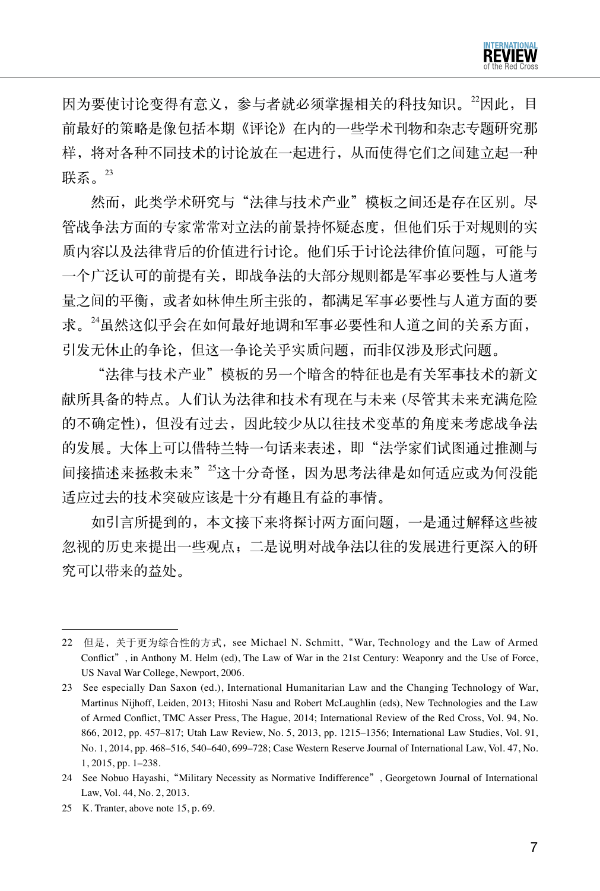因为要使讨论变得有意义，参与者就必须掌握相关的科技知识。[22]因此，目前最好的策略是像包括本期《评论》在内的一些学术刊物和杂志专题研究那样，将对各种不同技术的讨论放在一起进行，从而使得它们之间建立起一种联系。[23]

然而，此类学术研究与“法律与技术产业”模板之间还是存在区别。尽管战争法方面的专家常常对立法的前景持怀疑态度，但他们乐于对规则的实质内容以及法律背后的价值进行讨论。他们乐于讨论法律价值问题，可能与一个广泛认可的前提有关，即战争法的大部分规则都是军事必要性与人道考量之间的平衡，或者如林伸生所主张的，都满足军事必要性与人道方面的要求。[24]虽然这似乎会在如何最好地调和军事必要性和人道之间的关系方面，引发无休止的争论，但这一争论关乎实质问题，而非仅涉及形式问题。

“法律与技术产业”模板的另一个暗含的特征也是有关军事技术的新文献所具备的特点。人们认为法律和技术有现在与未来 (尽管其未来充满危险的不确定性)，但没有过去，因此较少从以往技术变革的角度来考虑战争法的发展。大体上可以借特兰特一句话来表述，即“法学家们试图通过推测与间接描述来拯救未来”[25]这十分奇怪，因为思考法律是如何适应或为何没能适应过去的技术突破应该是十分有趣且有益的事情。

如引言所提到的，本文接下来将探讨两方面问题，一是通过解释这些被忽视的历史来提出一些观点；二是说明对战争法以往的发展进行更深入的研究可以带来的益处。

---

22 但是，关于更为综合性的方式，see Michael N. Schmitt，“War, Technology and the Law of Armed Conflict”, in Anthony M. Helm (ed), The Law of War in the 21st Century: Weaponry and the Use of Force, US Naval War College, Newport, 2006.

23 See especially Dan Saxon (ed.), International Humanitarian Law and the Changing Technology of War, Martinus Nijhoff, Leiden, 2013; Hitoshi Nasu and Robert McLaughlin (eds), New Technologies and the Law of Armed Conflict, TMC Asser Press, The Hague, 2014; International Review of the Red Cross, Vol. 94, No. 866, 2012, pp. 457–817; Utah Law Review, No. 5, 2013, pp. 1215–1356; International Law Studies, Vol. 91, No. 1, 2014, pp. 468–516, 540–640, 699–728; Case Western Reserve Journal of International Law, Vol. 47, No. 1, 2015, pp. 1–238.

24 See Nobuo Hayashi,“Military Necessity as Normative Indifference”, Georgetown Journal of International Law, Vol. 44, No. 2, 2013.

25 K. Tranter, above note 15, p. 69.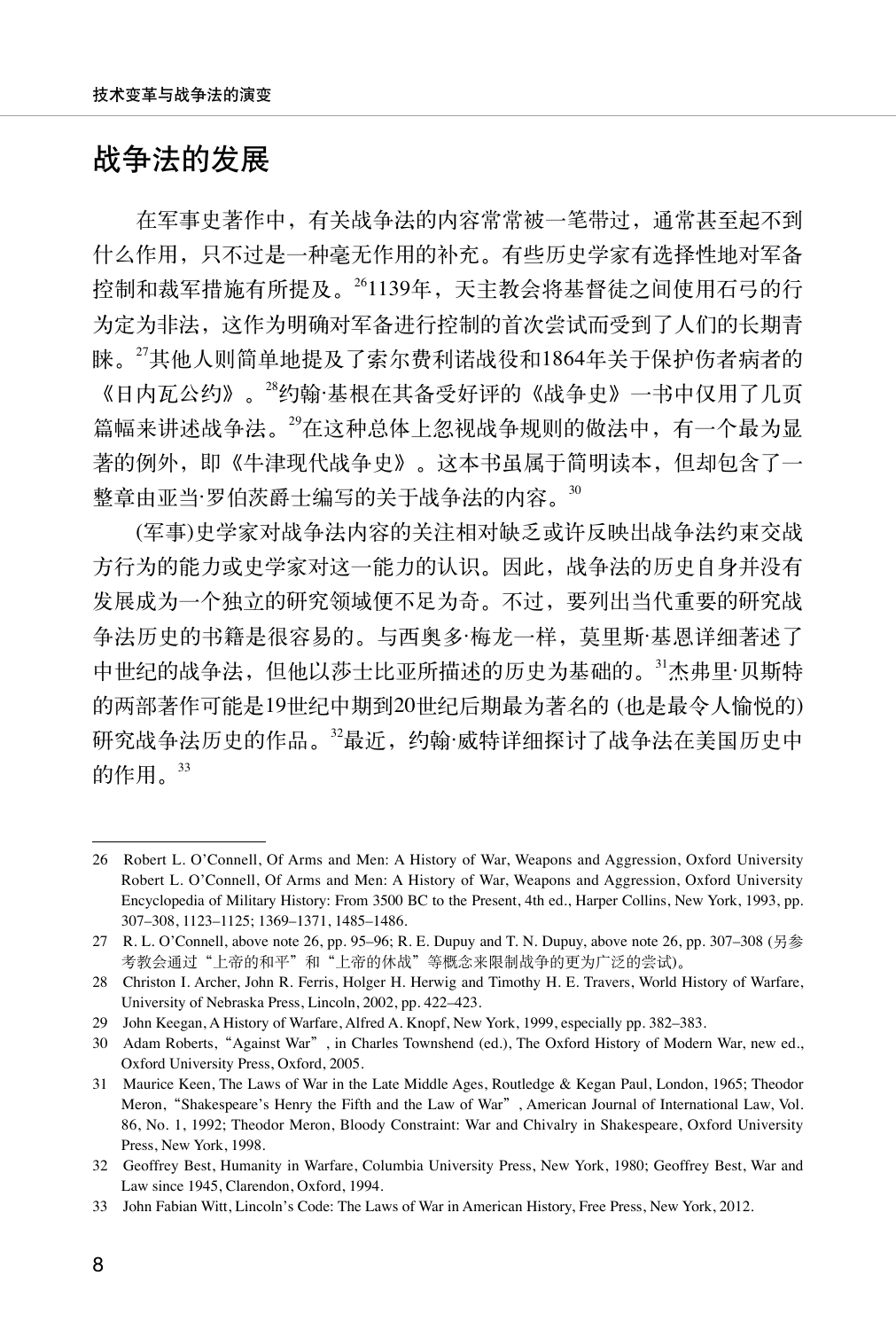## 战争法的发展

在军事史著作中，有关战争法的内容常常被一笔带过，通常甚至起不到什么作用，只不过是一种毫无作用的补充。有些历史学家有选择性地对军备控制和裁军措施有所提及。[26]1139年，天主教会将基督徒之间使用石弓的行为定为非法，这作为明确对军备进行控制的首次尝试而受到了人们的长期青睐。[27]其他人则简单地提及了索尔费利诺战役和1864年关于保护伤者病者的《日内瓦公约》。[28]约翰·基根在其备受好评的《战争史》一书中仅用了几页篇幅来讲述战争法。[29]在这种总体上忽视战争规则的做法中，有一个最为显著的例外，即《牛津现代战争史》。这本书虽属于简明读本，但却包含了一整章由亚当·罗伯茨爵士编写的关于战争法的内容。[30]

(军事)史学家对战争法内容的关注相对缺乏或许反映出战争法约束交战方行为的能力或史学家对这一能力的认识。因此，战争法的历史自身并没有发展成为一个独立的研究领域便不足为奇。不过，要列出当代重要的研究战争法历史的书籍是很容易的。与西奥多·梅龙一样，莫里斯·基恩详细著述了中世纪的战争法，但他以莎士比亚所描述的历史为基础的。[31]杰弗里·贝斯特的两部著作可能是19世纪中期到20世纪后期最为著名的 (也是最令人愉悦的) 研究战争法历史的作品。[32]最近，约翰·威特详细探讨了战争法在美国历史中的作用。[33]

---

26 Robert L. O'Connell, Of Arms and Men: A History of War, Weapons and Aggression, Oxford University Robert L. O'Connell, Of Arms and Men: A History of War, Weapons and Aggression, Oxford University Encyclopedia of Military History: From 3500 BC to the Present, 4th ed., Harper Collins, New York, 1993, pp. 307–308, 1123–1125; 1369–1371, 1485–1486.

27 R. L. O'Connell, above note 26, pp. 95–96; R. E. Dupuy and T. N. Dupuy, above note 26, pp. 307–308 (另参考教会通过"上帝的和平"和"上帝的休战"等概念来限制战争的更为广泛的尝试)。

28 Christon I. Archer, John R. Ferris, Holger H. Herwig and Timothy H. E. Travers, World History of Warfare, University of Nebraska Press, Lincoln, 2002, pp. 422–423.

29 John Keegan, A History of Warfare, Alfred A. Knopf, New York, 1999, especially pp. 382–383.

30 Adam Roberts, "Against War", in Charles Townshend (ed.), The Oxford History of Modern War, new ed., Oxford University Press, Oxford, 2005.

31 Maurice Keen, The Laws of War in the Late Middle Ages, Routledge & Kegan Paul, London, 1965; Theodor Meron, "Shakespeare's Henry the Fifth and the Law of War", American Journal of International Law, Vol. 86, No. 1, 1992; Theodor Meron, Bloody Constraint: War and Chivalry in Shakespeare, Oxford University Press, New York, 1998.

32 Geoffrey Best, Humanity in Warfare, Columbia University Press, New York, 1980; Geoffrey Best, War and Law since 1945, Clarendon, Oxford, 1994.

33 John Fabian Witt, Lincoln's Code: The Laws of War in American History, Free Press, New York, 2012.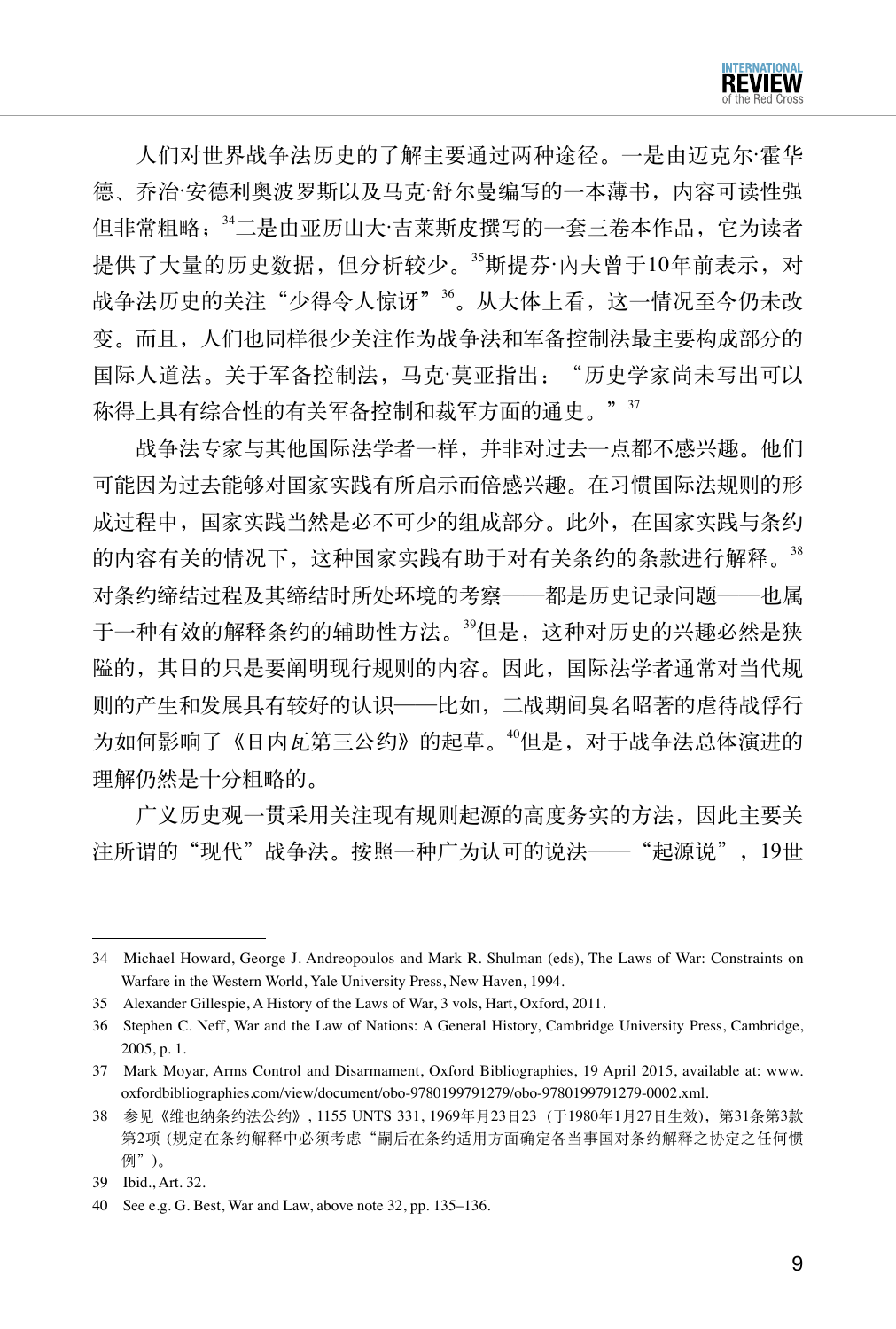人们对世界战争法历史的了解主要通过两种途径。一是由迈克尔·霍华德、乔治·安德利奥波罗斯以及马克·舒尔曼编写的一本薄书，内容可读性强但非常粗略；[34]二是由亚历山大·吉莱斯皮撰写的一套三卷本作品，它为读者提供了大量的历史数据，但分析较少。[35]斯提芬·内夫曾于10年前表示，对战争法历史的关注“少得令人惊讶”[36]。从大体上看，这一情况至今仍未改变。而且，人们也同样很少关注作为战争法和军备控制法最主要构成部分的国际人道法。关于军备控制法，马克·莫亚指出：“历史学家尚未写出可以称得上具有综合性的有关军备控制和裁军方面的通史。”[37]

战争法专家与其他国际法学者一样，并非对过去一点都不感兴趣。他们可能因为过去能够对国家实践有所启示而倍感兴趣。在习惯国际法规则的形成过程中，国家实践当然是必不可少的组成部分。此外，在国家实践与条约的内容有关的情况下，这种国家实践有助于对有关条约的条款进行解释。[38]对条约缔结过程及其缔结时所处环境的考察——都是历史记录问题——也属于一种有效的解释条约的辅助性方法。[39]但是，这种对历史的兴趣必然是狭隘的，其目的只是要阐明现行规则的内容。因此，国际法学者通常对当代规则的产生和发展具有较好的认识——比如，二战期间臭名昭著的虐待战俘行为如何影响了《日内瓦第三公约》的起草。[40]但是，对于战争法总体演进的理解仍然是十分粗略的。

广义历史观一贯采用关注现有规则起源的高度务实的方法，因此主要关注所谓的“现代”战争法。按照一种广为认可的说法——“起源说”，19世

---

34 Michael Howard, George J. Andreopoulos and Mark R. Shulman (eds), The Laws of War: Constraints on Warfare in the Western World, Yale University Press, New Haven, 1994.

35 Alexander Gillespie, A History of the Laws of War, 3 vols, Hart, Oxford, 2011.

36 Stephen C. Neff, War and the Law of Nations: A General History, Cambridge University Press, Cambridge, 2005, p. 1.

37 Mark Moyar, Arms Control and Disarmament, Oxford Bibliographies, 19 April 2015, available at: www.oxfordbibliographies.com/view/document/obo-9780199791279/obo-9780199791279-0002.xml.

38 参见《维也纳条约法公约》, 1155 UNTS 331, 1969年月23日23（于1980年1月27日生效），第31条第3款第2项（规定在条约解释中必须考虑“嗣后在条约适用方面确定各当事国对条约解释之协定之任何惯例”）。

39 Ibid., Art. 32.

40 See e.g. G. Best, War and Law, above note 32, pp. 135–136.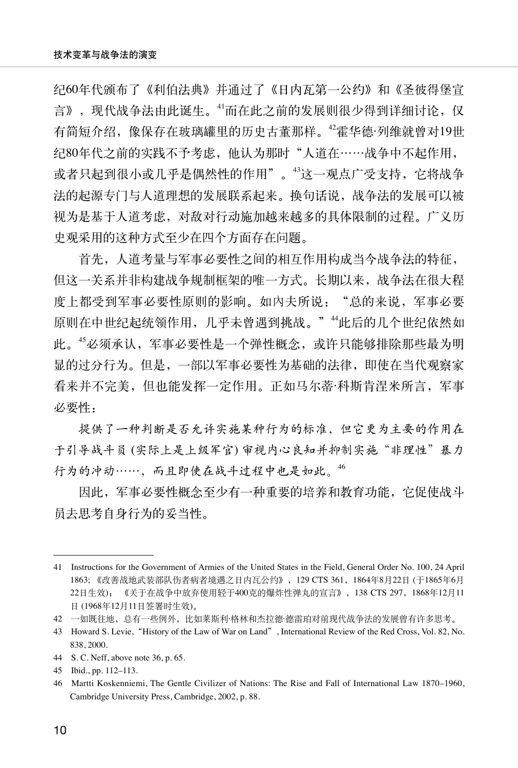纪60年代颁布了《利伯法典》并通过了《日内瓦第一公约》和《圣彼得堡宣言》，现代战争法由此诞生。[41]而在此之前的发展则很少得到详细讨论，仅有简短介绍，像保存在玻璃罐里的历史古董那样。[42]霍华德·列维就曾对19世纪80年代之前的实践不予考虑，他认为那时“人道在……战争中不起作用，或者只起到很小或几乎是偶然性的作用”。[43]这一观点广受支持，它将战争法的起源专门与人道理想的发展联系起来。换句话说，战争法的发展可以被视为是基于人道考虑，对敌对行动施加越来越多的具体限制的过程。广义历史观采用的这种方式至少在四个方面存在问题。

首先，人道考量与军事必要性之间的相互作用构成当今战争法的特征，但这一关系并非构建战争规制框架的唯一方式。长期以来，战争法在很大程度上都受到军事必要性原则的影响。如内夫所说：“总的来说，军事必要原则在中世纪起统领作用，几乎未曾遇到挑战。”[44]此后的几个世纪依然如此。[45]必须承认，军事必要性是一个弹性概念，或许只能够排除那些最为明显的过分行为。但是，一部以军事必要性为基础的法律，即使在当代观察家看来并不完美，但也能发挥一定作用。正如马尔蒂·科斯肯涅米所言，军事必要性：

> 提供了一种判断是否允许实施某种行为的标准，但它更为主要的作用在于引导战斗员 (实际上是上级军官) 审视内心良知并抑制实施“非理性”暴力行为的冲动……，而且即使在战斗过程中也是如此。[46]

因此，军事必要性概念至少有一种重要的培养和教育功能，它促使战斗员去思考自身行为的妥当性。

---

41 Instructions for the Government of Armies of the United States in the Field, General Order No. 100, 24 April 1863; 《改善战地武装部队伤者病者境遇之日内瓦公约》，129 CTS 361，1864年8月22日 (于1865年6月22日生效)； 《关于在战争中放弃使用轻于400克的爆炸性弹丸的宣言》，138 CTS 297，1868年12月11日 (1968年12月11日签署时生效)。

42 一如既往地，总有一些例外，比如莱斯利·格林和杰拉德·德雷珀对前现代战争法的发展曾有许多思考。

43 Howard S. Levie, “History of the Law of War on Land”, International Review of the Red Cross, Vol. 82, No. 838, 2000.

44 S. C. Neff, above note 36, p. 65.

45 Ibid., pp. 112–113.

46 Martti Koskenniemi, The Gentle Civilizer of Nations: The Rise and Fall of International Law 1870–1960, Cambridge University Press, Cambridge, 2002, p. 88.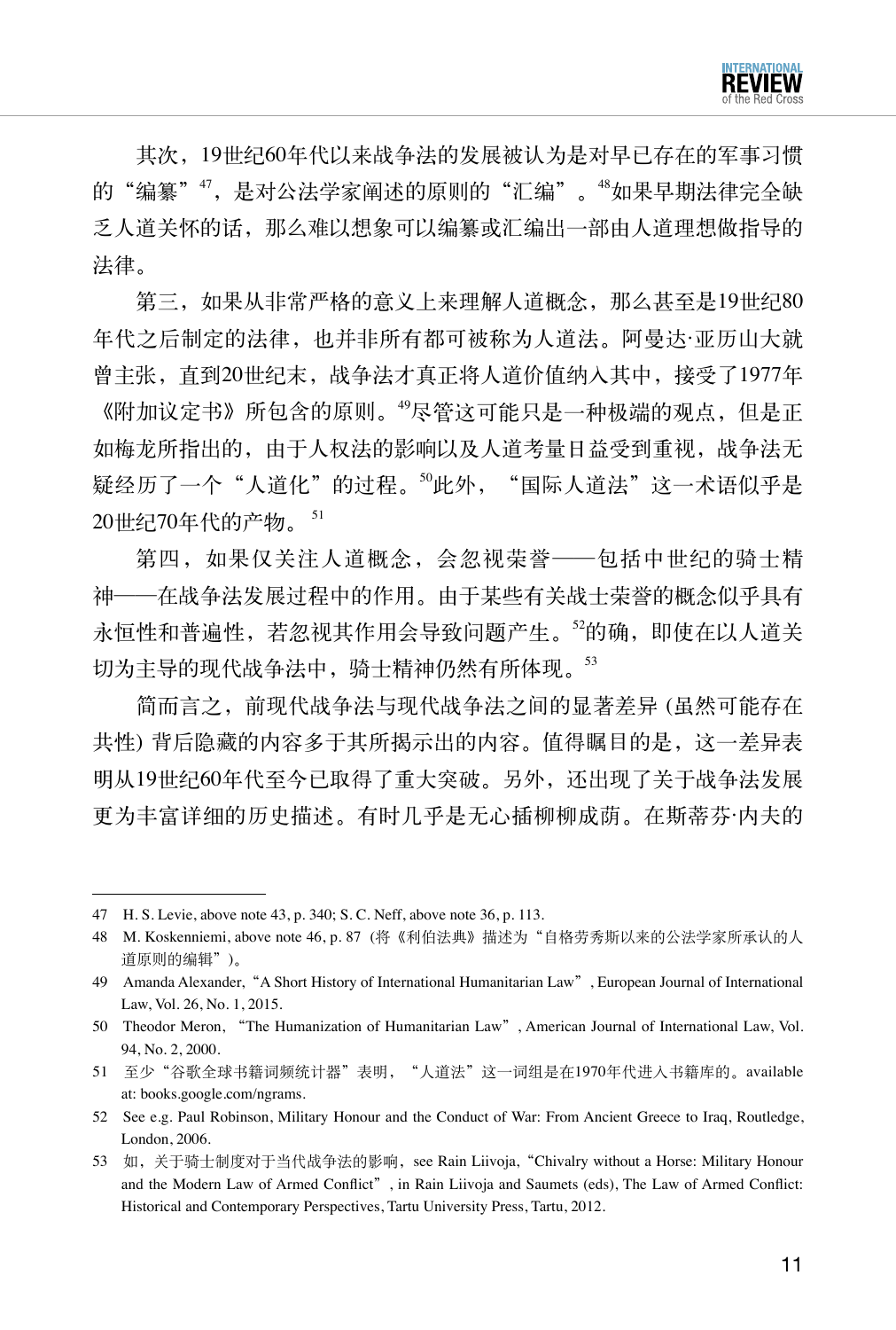其次，19世纪60年代以来战争法的发展被认为是对早已存在的军事习惯的“编纂”[47]，是对公法学家阐述的原则的“汇编”。[48]如果早期法律完全缺乏人道关怀的话，那么难以想象可以编纂或汇编出一部由人道理想做指导的法律。

第三，如果从非常严格的意义上来理解人道概念，那么甚至是19世纪80年代之后制定的法律，也并非所有都可被称为人道法。阿曼达·亚历山大就曾主张，直到20世纪末，战争法才真正将人道价值纳入其中，接受了1977年《附加议定书》所包含的原则。[49]尽管这可能只是一种极端的观点，但是正如梅龙所指出的，由于人权法的影响以及人道考量日益受到重视，战争法无疑经历了一个“人道化”的过程。[50]此外，“国际人道法”这一术语似乎是20世纪70年代的产物。[51]

第四，如果仅关注人道概念，会忽视荣誉——包括中世纪的骑士精神——在战争法发展过程中的作用。由于某些有关战士荣誉的概念似乎具有永恒性和普遍性，若忽视其作用会导致问题产生。[52]的确，即使在以人道关切为主导的现代战争法中，骑士精神仍然有所体现。[53]

简而言之，前现代战争法与现代战争法之间的显著差异 (虽然可能存在共性) 背后隐藏的内容多于其所揭示出的内容。值得瞩目的是，这一差异表明从19世纪60年代至今已取得了重大突破。另外，还出现了关于战争法发展更为丰富详细的历史描述。有时几乎是无心插柳柳成荫。在斯蒂芬·内夫的

---

47 H. S. Levie, above note 43, p. 340; S. C. Neff, above note 36, p. 113.

48 M. Koskenniemi, above note 46, p. 87 (将《利伯法典》描述为“自格劳秀斯以来的公法学家所承认的人道原则的编辑”)。

49 Amanda Alexander,“A Short History of International Humanitarian Law”, European Journal of International Law, Vol. 26, No. 1, 2015.

50 Theodor Meron, “The Humanization of Humanitarian Law”, American Journal of International Law, Vol. 94, No. 2, 2000.

51 至少“谷歌全球书籍词频统计器”表明，“人道法”这一词组是在1970年代进入书籍库的。available at: books.google.com/ngrams.

52 See e.g. Paul Robinson, Military Honour and the Conduct of War: From Ancient Greece to Iraq, Routledge, London, 2006.

53 如，关于骑士制度对于当代战争法的影响，see Rain Liivoja,“Chivalry without a Horse: Military Honour and the Modern Law of Armed Conflict”, in Rain Liivoja and Saumets (eds), The Law of Armed Conflict: Historical and Contemporary Perspectives, Tartu University Press, Tartu, 2012.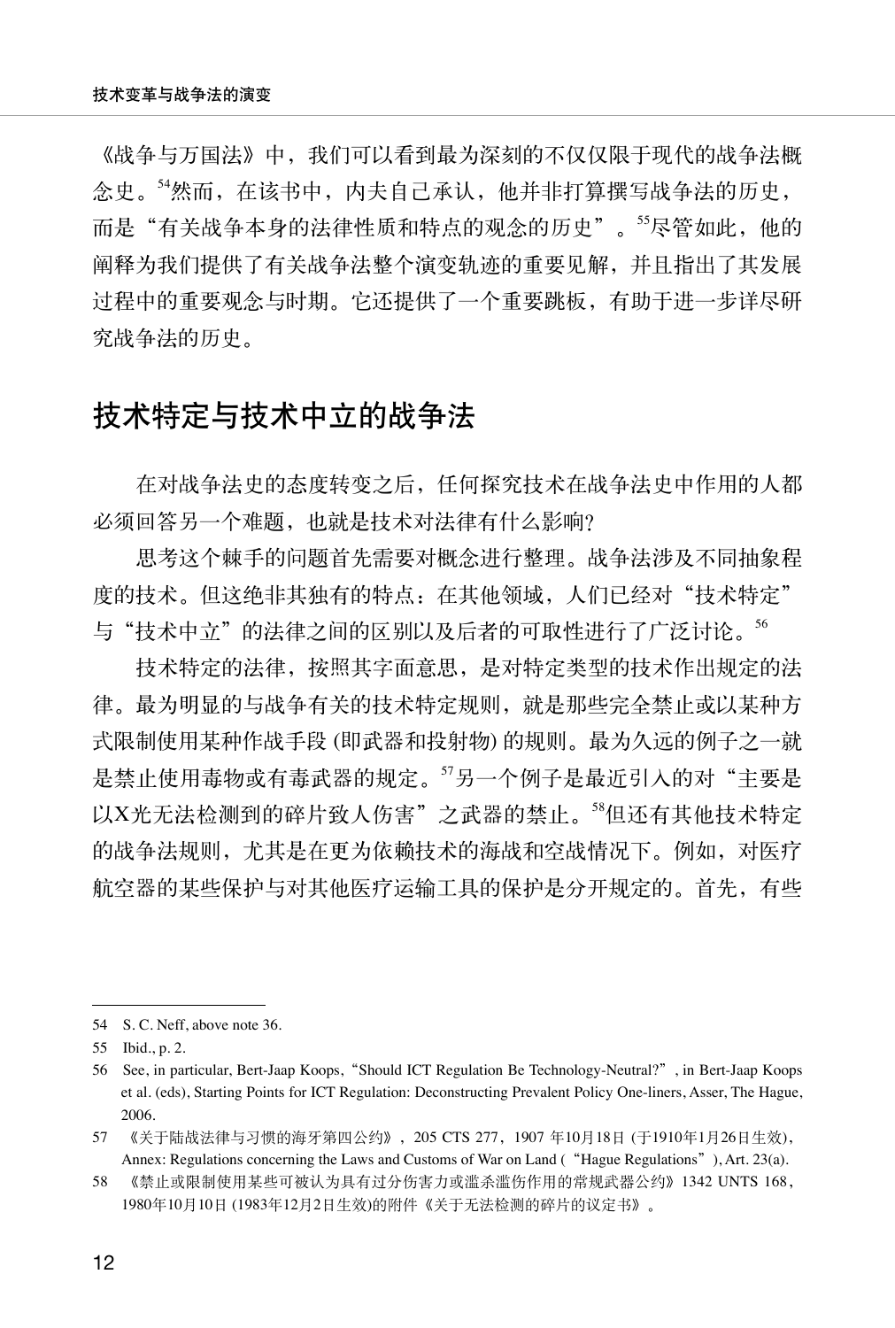《战争与万国法》中，我们可以看到最为深刻的不仅仅限于现代的战争法概念史。[54]然而，在该书中，内夫自己承认，他并非打算撰写战争法的历史，而是“有关战争本身的法律性质和特点的观念的历史”。[55]尽管如此，他的阐释为我们提供了有关战争法整个演变轨迹的重要见解，并且指出了其发展过程中的重要观念与时期。它还提供了一个重要跳板，有助于进一步详尽研究战争法的历史。

## 技术特定与技术中立的战争法

在对战争法史的态度转变之后，任何探究技术在战争法史中作用的人都必须回答另一个难题，也就是技术对法律有什么影响?

思考这个棘手的问题首先需要对概念进行整理。战争法涉及不同抽象程度的技术。但这绝非其独有的特点：在其他领域，人们已经对“技术特定”与“技术中立”的法律之间的区别以及后者的可取性进行了广泛讨论。[56]

技术特定的法律，按照其字面意思，是对特定类型的技术作出规定的法律。最为明显的与战争有关的技术特定规则，就是那些完全禁止或以某种方式限制使用某种作战手段 (即武器和投射物) 的规则。最为久远的例子之一就是禁止使用毒物或有毒武器的规定。[57]另一个例子是最近引入的对“主要是以X光无法检测到的碎片致人伤害”之武器的禁止。[58]但还有其他技术特定的战争法规则，尤其是在更为依赖技术的海战和空战情况下。例如，对医疗航空器的某些保护与对其他医疗运输工具的保护是分开规定的。首先，有些

---

54 S. C. Neff, above note 36.

55 Ibid., p. 2.

56 See, in particular, Bert-Jaap Koops,“Should ICT Regulation Be Technology-Neutral?”, in Bert-Jaap Koops et al. (eds), Starting Points for ICT Regulation: Deconstructing Prevalent Policy One-liners, Asser, The Hague, 2006.

57 《关于陆战法律与习惯的海牙第四公约》，205 CTS 277，1907 年10月18日 (于1910年1月26日生效)，Annex: Regulations concerning the Laws and Customs of War on Land (“Hague Regulations”), Art. 23(a).

58 《禁止或限制使用某些可被认为具有过分伤害力或滥杀滥伤作用的常规武器公约》1342 UNTS 168，1980年10月10日 (1983年12月2日生效)的附件《关于无法检测的碎片的议定书》。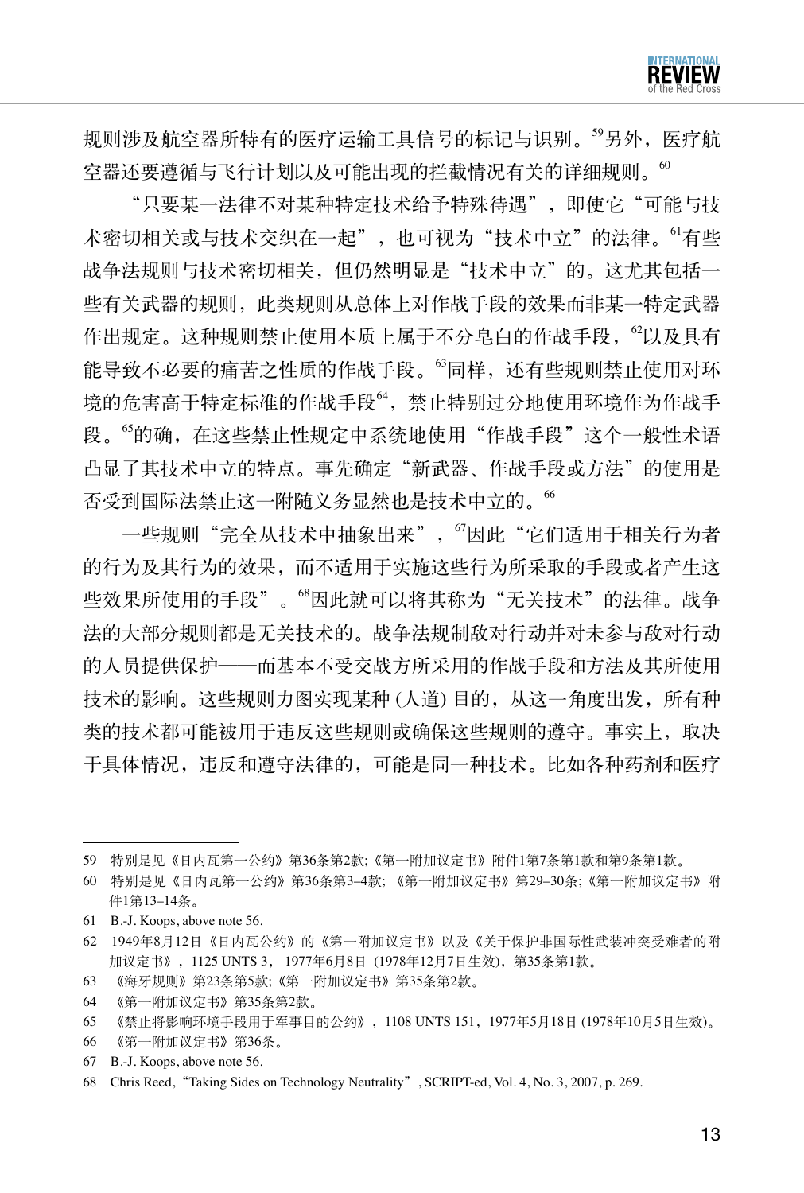规则涉及航空器所特有的医疗运输工具信号的标记与识别。[59]另外，医疗航空器还要遵循与飞行计划以及可能出现的拦截情况有关的详细规则。[60]

"只要某一法律不对某种特定技术给予特殊待遇"，即使它"可能与技术密切相关或与技术交织在一起"，也可视为"技术中立"的法律。[61]有些战争法规则与技术密切相关，但仍然明显是"技术中立"的。这尤其包括一些有关武器的规则，此类规则从总体上对作战手段的效果而非某一特定武器作出规定。这种规则禁止使用本质上属于不分皂白的作战手段，[62]以及具有能导致不必要的痛苦之性质的作战手段。[63]同样，还有些规则禁止使用对环境的危害高于特定标准的作战手段[64]，禁止特别过分地使用环境作为作战手段。[65]的确，在这些禁止性规定中系统地使用"作战手段"这个一般性术语凸显了其技术中立的特点。事先确定"新武器、作战手段或方法"的使用是否受到国际法禁止这一附随义务显然也是技术中立的。[66]

一些规则"完全从技术中抽象出来"，[67]因此"它们适用于相关行为者的行为及其行为的效果，而不适用于实施这些行为所采取的手段或者产生这些效果所使用的手段"。[68]因此就可以将其称为"无关技术"的法律。战争法的大部分规则都是无关技术的。战争法规制敌对行动并对未参与敌对行动的人员提供保护——而基本不受交战方所采用的作战手段和方法及其所使用技术的影响。这些规则力图实现某种 (人道) 目的，从这一角度出发，所有种类的技术都可能被用于违反这些规则或确保这些规则的遵守。事实上，取决于具体情况，违反和遵守法律的，可能是同一种技术。比如各种药剂和医疗

---

59 特别是见《日内瓦第一公约》第36条第2款;《第一附加议定书》附件1第7条第1款和第9条第1款。

60 特别是见《日内瓦第一公约》第36条第3–4款; 《第一附加议定书》第29–30条;《第一附加议定书》附件1第13–14条。

61 B.-J. Koops, above note 56.

62 1949年8月12日《日内瓦公约》的《第一附加议定书》以及《关于保护非国际性武装冲突受难者的附加议定书》，1125 UNTS 3， 1977年6月8日 (1978年12月7日生效)，第35条第1款。

63 《海牙规则》第23条第5款;《第一附加议定书》第35条第2款。

64 《第一附加议定书》第35条第2款。

65 《禁止将影响环境手段用于军事目的的公约》，1108 UNTS 151，1977年5月18日 (1978年10月5日生效)。

66 《第一附加议定书》第36条。

67 B.-J. Koops, above note 56.

68 Chris Reed,"Taking Sides on Technology Neutrality", SCRIPT-ed, Vol. 4, No. 3, 2007, p. 269.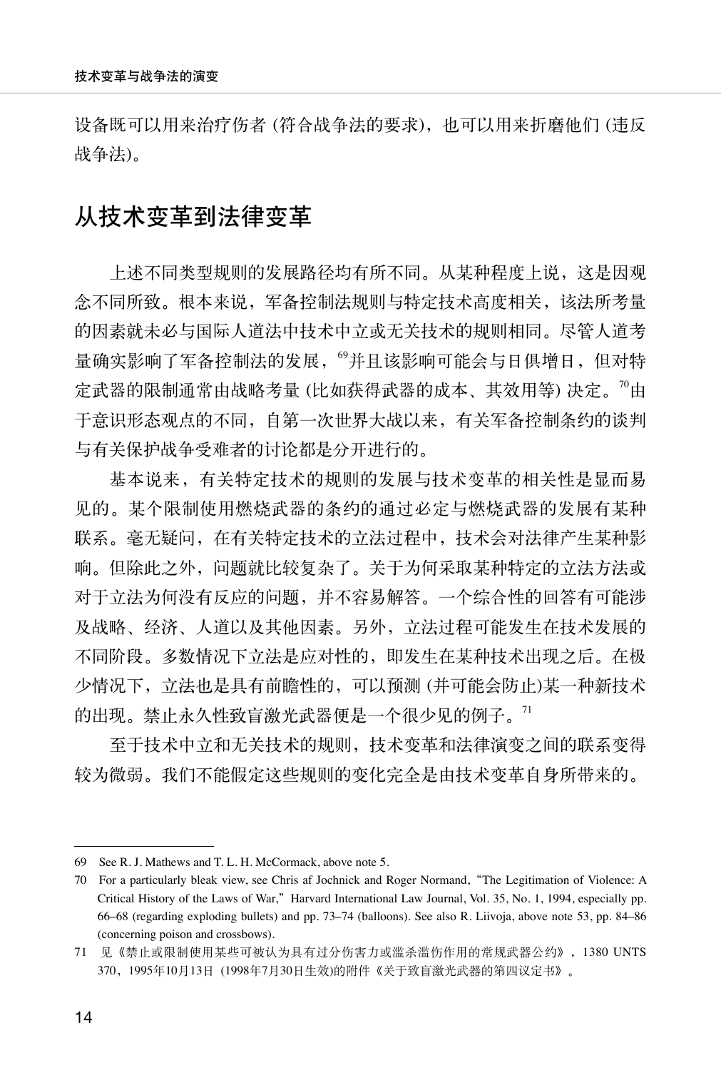设备既可以用来治疗伤者 (符合战争法的要求)，也可以用来折磨他们 (违反战争法)。

## 从技术变革到法律变革

上述不同类型规则的发展路径均有所不同。从某种程度上说，这是因观念不同所致。根本来说，军备控制法规则与特定技术高度相关，该法所考量的因素就未必与国际人道法中技术中立或无关技术的规则相同。尽管人道考量确实影响了军备控制法的发展，[69]并且该影响可能会与日俱增，但对特定武器的限制通常由战略考量 (比如获得武器的成本、其效用等) 决定。[70]由于意识形态观点的不同，自第一次世界大战以来，有关军备控制条约的谈判与有关保护战争受难者的讨论都是分开进行的。

基本说来，有关特定技术的规则的发展与技术变革的相关性是显而易见的。某个限制使用燃烧武器的条约的通过必定与燃烧武器的发展有某种联系。毫无疑问，在有关特定技术的立法过程中，技术会对法律产生某种影响。但除此之外，问题就比较复杂了。关于为何采取某种特定的立法方法或对于立法为何没有反应的问题，并不容易解答。一个综合性的回答有可能涉及战略、经济、人道以及其他因素。另外，立法过程可能发生在技术发展的不同阶段。多数情况下立法是应对性的，即发生在某种技术出现之后。在极少情况下，立法也是具有前瞻性的，可以预测 (并可能会防止)某一种新技术的出现。禁止永久性致盲激光武器便是一个很少见的例子。[71]

至于技术中立和无关技术的规则，技术变革和法律演变之间的联系变得较为微弱。我们不能假定这些规则的变化完全是由技术变革自身所带来的。

---

69 See R. J. Mathews and T. L. H. McCormack, above note 5.

70 For a particularly bleak view, see Chris af Jochnick and Roger Normand, "The Legitimation of Violence: A Critical History of the Laws of War," Harvard International Law Journal, Vol. 35, No. 1, 1994, especially pp. 66–68 (regarding exploding bullets) and pp. 73–74 (balloons). See also R. Liivoja, above note 53, pp. 84–86 (concerning poison and crossbows).

71 见《禁止或限制使用某些可被认为具有过分伤害力或滥杀滥伤作用的常规武器公约》，1380 UNTS 370，1995年10月13日 (1998年7月30日生效)的附件《关于致盲激光武器的第四议定书》。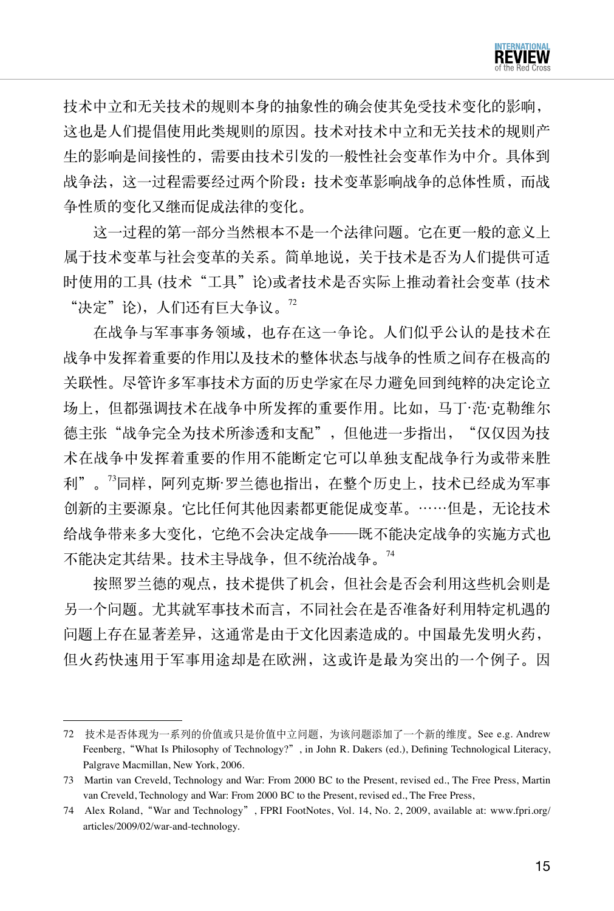技术中立和无关技术的规则本身的抽象性的确会使其免受技术变化的影响，这也是人们提倡使用此类规则的原因。技术对技术中立和无关技术的规则产生的影响是间接性的，需要由技术引发的一般性社会变革作为中介。具体到战争法，这一过程需要经过两个阶段：技术变革影响战争的总体性质，而战争性质的变化又继而促成法律的变化。

这一过程的第一部分当然根本不是一个法律问题。它在更一般的意义上属于技术变革与社会变革的关系。简单地说，关于技术是否为人们提供可适时使用的工具 (技术“工具”论)或者技术是否实际上推动着社会变革 (技术“决定”论)，人们还有巨大争议。[72]

在战争与军事事务领域，也存在这一争论。人们似乎公认的是技术在战争中发挥着重要的作用以及技术的整体状态与战争的性质之间存在极高的关联性。尽管许多军事技术方面的历史学家在尽力避免回到纯粹的决定论立场上，但都强调技术在战争中所发挥的重要作用。比如，马丁·范·克勒维尔德主张“战争完全为技术所渗透和支配”，但他进一步指出，“仅仅因为技术在战争中发挥着重要的作用不能断定它可以单独支配战争行为或带来胜利”。[73]同样，阿列克斯·罗兰德也指出，在整个历史上，技术已经成为军事创新的主要源泉。它比任何其他因素都更能促成变革。……但是，无论技术给战争带来多大变化，它绝不会决定战争——既不能决定战争的实施方式也不能决定其结果。技术主导战争，但不统治战争。[74]

按照罗兰德的观点，技术提供了机会，但社会是否会利用这些机会则是另一个问题。尤其就军事技术而言，不同社会在是否准备好利用特定机遇的问题上存在显著差异，这通常是由于文化因素造成的。中国最先发明火药，但火药快速用于军事用途却是在欧洲，这或许是最为突出的一个例子。因

---

72 技术是否体现为一系列的价值或只是价值中立问题，为该问题添加了一个新的维度。See e.g. Andrew Feenberg,“What Is Philosophy of Technology?”, in John R. Dakers (ed.), Defining Technological Literacy, Palgrave Macmillan, New York, 2006.

73 Martin van Creveld, Technology and War: From 2000 BC to the Present, revised ed., The Free Press, Martin van Creveld, Technology and War: From 2000 BC to the Present, revised ed., The Free Press,

74 Alex Roland,“War and Technology”, FPRI FootNotes, Vol. 14, No. 2, 2009, available at: www.fpri.org/articles/2009/02/war-and-technology.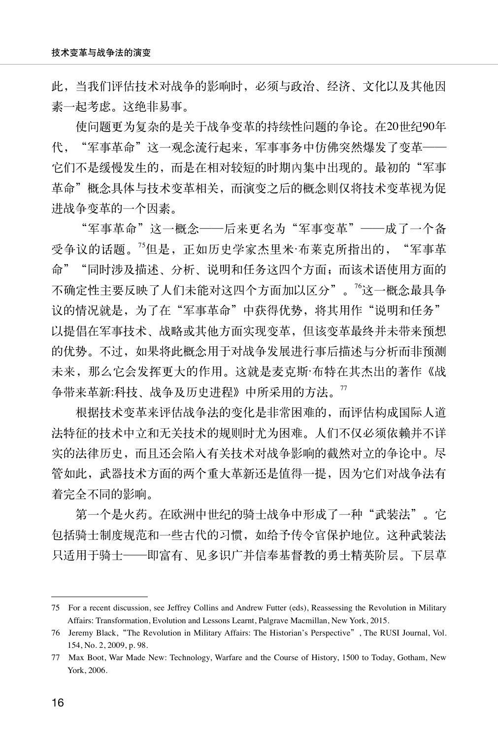此，当我们评估技术对战争的影响时，必须与政治、经济、文化以及其他因素一起考虑。这绝非易事。

使问题更为复杂的是关于战争变革的持续性问题的争论。在20世纪90年代，"军事革命"这一观念流行起来，军事事务中仿佛突然爆发了变革——它们不是缓慢发生的，而是在相对较短的时期内集中出现的。最初的"军事革命"概念具体与技术变革相关，而演变之后的概念则仅将技术变革视为促进战争变革的一个因素。

"军事革命"这一概念——后来更名为"军事变革"——成了一个备受争议的话题。[75]但是，正如历史学家杰里米·布莱克所指出的，"军事革命""同时涉及描述、分析、说明和任务这四个方面；而该术语使用方面的不确定性主要反映了人们未能对这四个方面加以区分"。[76]这一概念最具争议的情况就是，为了在"军事革命"中获得优势，将其用作"说明和任务"以提倡在军事技术、战略或其他方面实现变革，但该变革最终并未带来预想的优势。不过，如果将此概念用于对战争发展进行事后描述与分析而非预测未来，那么它会发挥更大的作用。这就是麦克斯·布特在其杰出的著作《战争带来革新:科技、战争及历史进程》中所采用的方法。[77]

根据技术变革来评估战争法的变化是非常困难的，而评估构成国际人道法特征的技术中立和无关技术的规则时尤为困难。人们不仅必须依赖并不详实的法律历史，而且还会陷入有关技术对战争影响的截然对立的争论中。尽管如此，武器技术方面的两个重大革新还是值得一提，因为它们对战争法有着完全不同的影响。

第一个是火药。在欧洲中世纪的骑士战争中形成了一种"武装法"。它包括骑士制度规范和一些古代的习惯，如给予传令官保护地位。这种武装法只适用于骑士——即富有、见多识广并信奉基督教的勇士精英阶层。下层草

---

75 For a recent discussion, see Jeffrey Collins and Andrew Futter (eds), Reassessing the Revolution in Military Affairs: Transformation, Evolution and Lessons Learnt, Palgrave Macmillan, New York, 2015.

76 Jeremy Black, "The Revolution in Military Affairs: The Historian's Perspective", The RUSI Journal, Vol. 154, No. 2, 2009, p. 98.

77 Max Boot, War Made New: Technology, Warfare and the Course of History, 1500 to Today, Gotham, New York, 2006.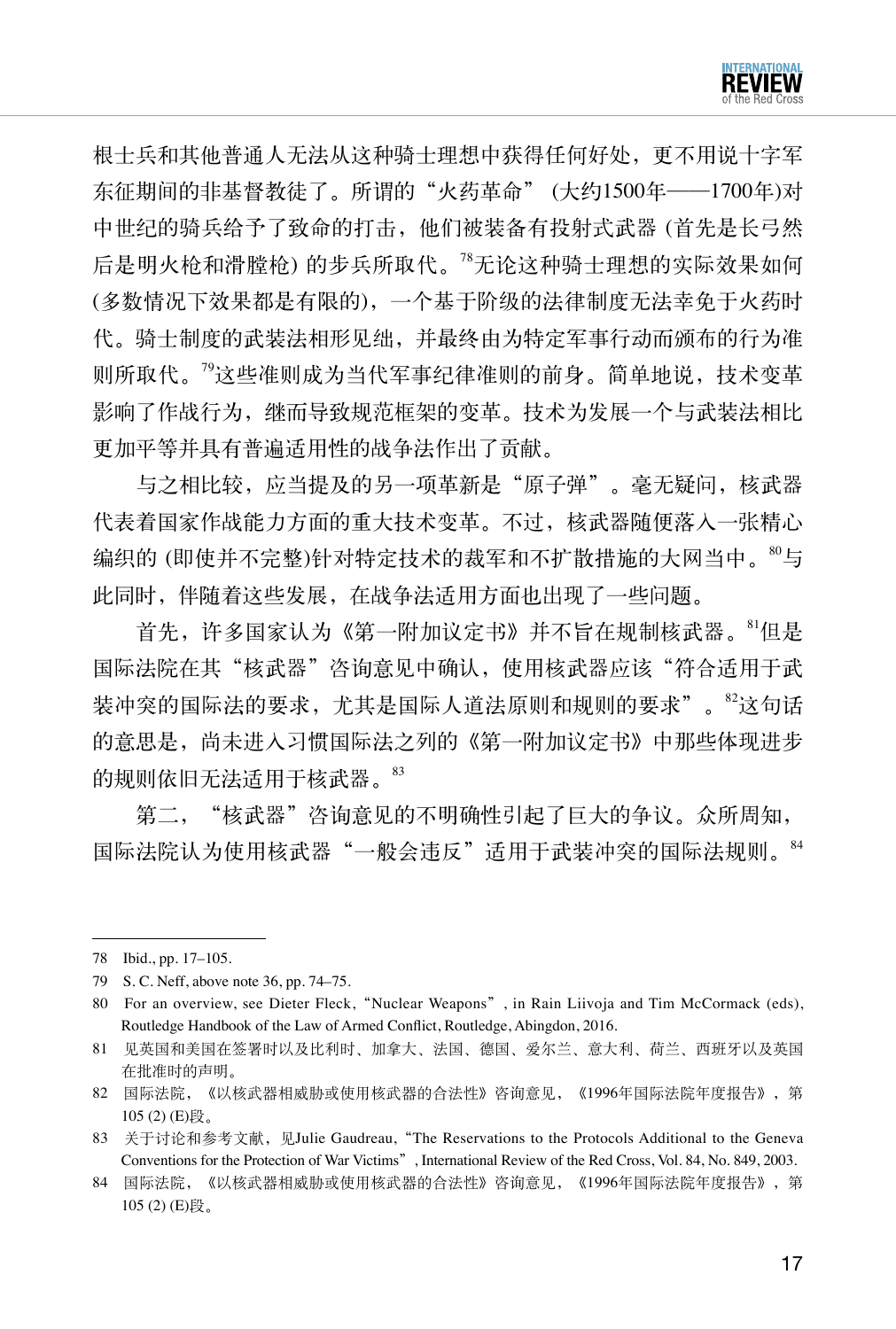根士兵和其他普通人无法从这种骑士理想中获得任何好处，更不用说十字军东征期间的非基督教徒了。所谓的“火药革命” (大约1500年——1700年)对中世纪的骑兵给予了致命的打击，他们被装备有投射式武器 (首先是长弓然后是明火枪和滑膛枪) 的步兵所取代。[78]无论这种骑士理想的实际效果如何 (多数情况下效果都是有限的)，一个基于阶级的法律制度无法幸免于火药时代。骑士制度的武装法相形见绌，并最终由为特定军事行动而颁布的行为准则所取代。[79]这些准则成为当代军事纪律准则的前身。简单地说，技术变革影响了作战行为，继而导致规范框架的变革。技术为发展一个与武装法相比更加平等并具有普遍适用性的战争法作出了贡献。

与之相比较，应当提及的另一项革新是“原子弹”。毫无疑问，核武器代表着国家作战能力方面的重大技术变革。不过，核武器随便落入一张精心编织的 (即使并不完整)针对特定技术的裁军和不扩散措施的大网当中。[80]与此同时，伴随着这些发展，在战争法适用方面也出现了一些问题。

首先，许多国家认为《第一附加议定书》并不旨在规制核武器。[81]但是国际法院在其“核武器”咨询意见中确认，使用核武器应该“符合适用于武装冲突的国际法的要求，尤其是国际人道法原则和规则的要求”。[82]这句话的意思是，尚未进入习惯国际法之列的《第一附加议定书》中那些体现进步的规则依旧无法适用于核武器。[83]

第二，“核武器”咨询意见的不明确性引起了巨大的争议。众所周知，国际法院认为使用核武器“一般会违反”适用于武装冲突的国际法规则。[84]

---

78 Ibid., pp. 17–105.

79 S. C. Neff, above note 36, pp. 74–75.

80 For an overview, see Dieter Fleck, “Nuclear Weapons”, in Rain Liivoja and Tim McCormack (eds), Routledge Handbook of the Law of Armed Conflict, Routledge, Abingdon, 2016.

81 见英国和美国在签署时以及比利时、加拿大、法国、德国、爱尔兰、意大利、荷兰、西班牙以及英国在批准时的声明。

82 国际法院，《以核武器相威胁或使用核武器的合法性》咨询意见，《1996年国际法院年度报告》，第105 (2) (E)段。

83 关于讨论和参考文献，见Julie Gaudreau, “The Reservations to the Protocols Additional to the Geneva Conventions for the Protection of War Victims”, International Review of the Red Cross, Vol. 84, No. 849, 2003.

84 国际法院，《以核武器相威胁或使用核武器的合法性》咨询意见，《1996年国际法院年度报告》，第105 (2) (E)段。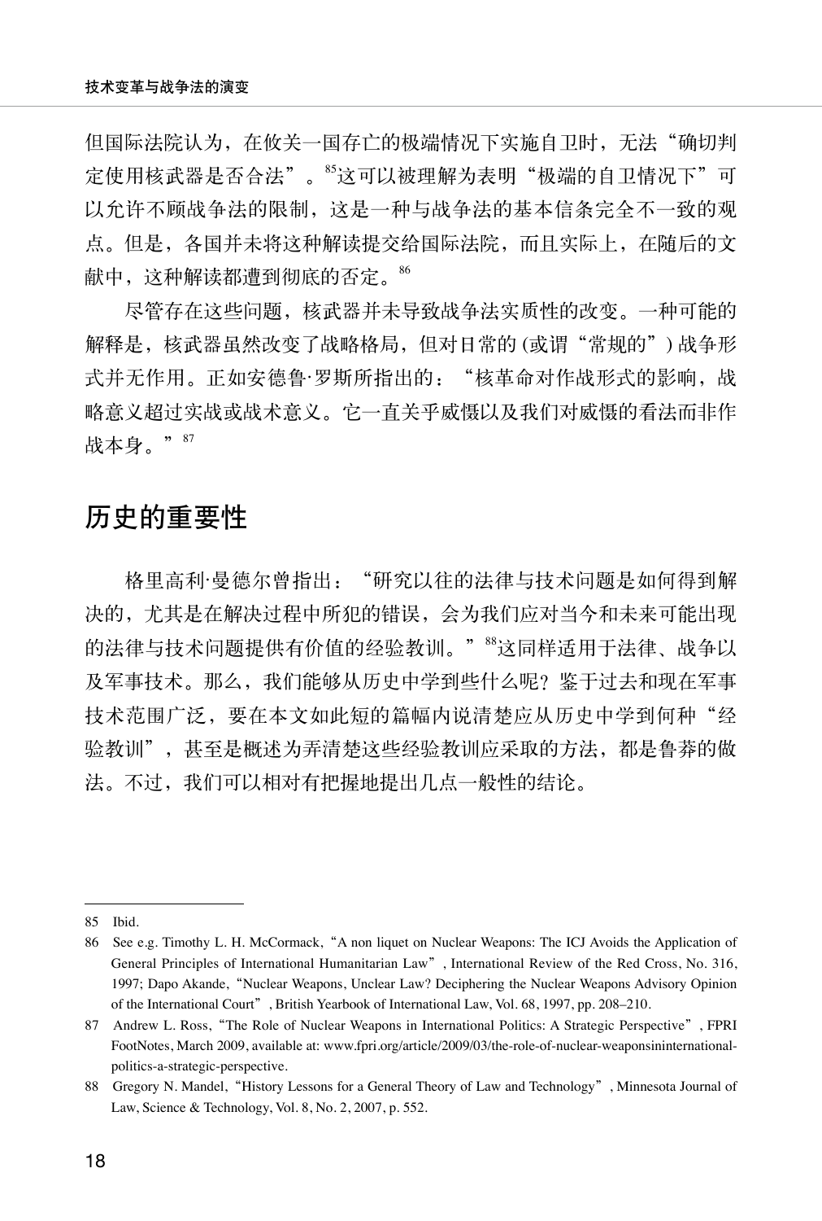但国际法院认为，在攸关一国存亡的极端情况下实施自卫时，无法“确切判定使用核武器是否合法”。[85]这可以被理解为表明“极端的自卫情况下”可以允许不顾战争法的限制，这是一种与战争法的基本信条完全不一致的观点。但是，各国并未将这种解读提交给国际法院，而且实际上，在随后的文献中，这种解读都遭到彻底的否定。[86]

尽管存在这些问题，核武器并未导致战争法实质性的改变。一种可能的解释是，核武器虽然改变了战略格局，但对日常的(或谓“常规的”)战争形式并无作用。正如安德鲁·罗斯所指出的：“核革命对作战形式的影响，战略意义超过实战或战术意义。它一直关乎威慑以及我们对威慑的看法而非作战本身。”[87]

## 历史的重要性

格里高利·曼德尔曾指出：“研究以往的法律与技术问题是如何得到解决的，尤其是在解决过程中所犯的错误，会为我们应对当今和未来可能出现的法律与技术问题提供有价值的经验教训。”[88]这同样适用于法律、战争以及军事技术。那么，我们能够从历史中学到些什么呢？鉴于过去和现在军事技术范围广泛，要在本文如此短的篇幅内说清楚应从历史中学到何种“经验教训”，甚至是概述为弄清楚这些经验教训应采取的方法，都是鲁莽的做法。不过，我们可以相对有把握地提出几点一般性的结论。

---

85 Ibid.

86 See e.g. Timothy L. H. McCormack,“A non liquet on Nuclear Weapons: The ICJ Avoids the Application of General Principles of International Humanitarian Law”, International Review of the Red Cross, No. 316, 1997; Dapo Akande,“Nuclear Weapons, Unclear Law? Deciphering the Nuclear Weapons Advisory Opinion of the International Court”, British Yearbook of International Law, Vol. 68, 1997, pp. 208–210.

87 Andrew L. Ross,“The Role of Nuclear Weapons in International Politics: A Strategic Perspective”, FPRI FootNotes, March 2009, available at: www.fpri.org/article/2009/03/the-role-of-nuclear-weaponsininternational-politics-a-strategic-perspective.

88 Gregory N. Mandel,“History Lessons for a General Theory of Law and Technology”, Minnesota Journal of Law, Science & Technology, Vol. 8, No. 2, 2007, p. 552.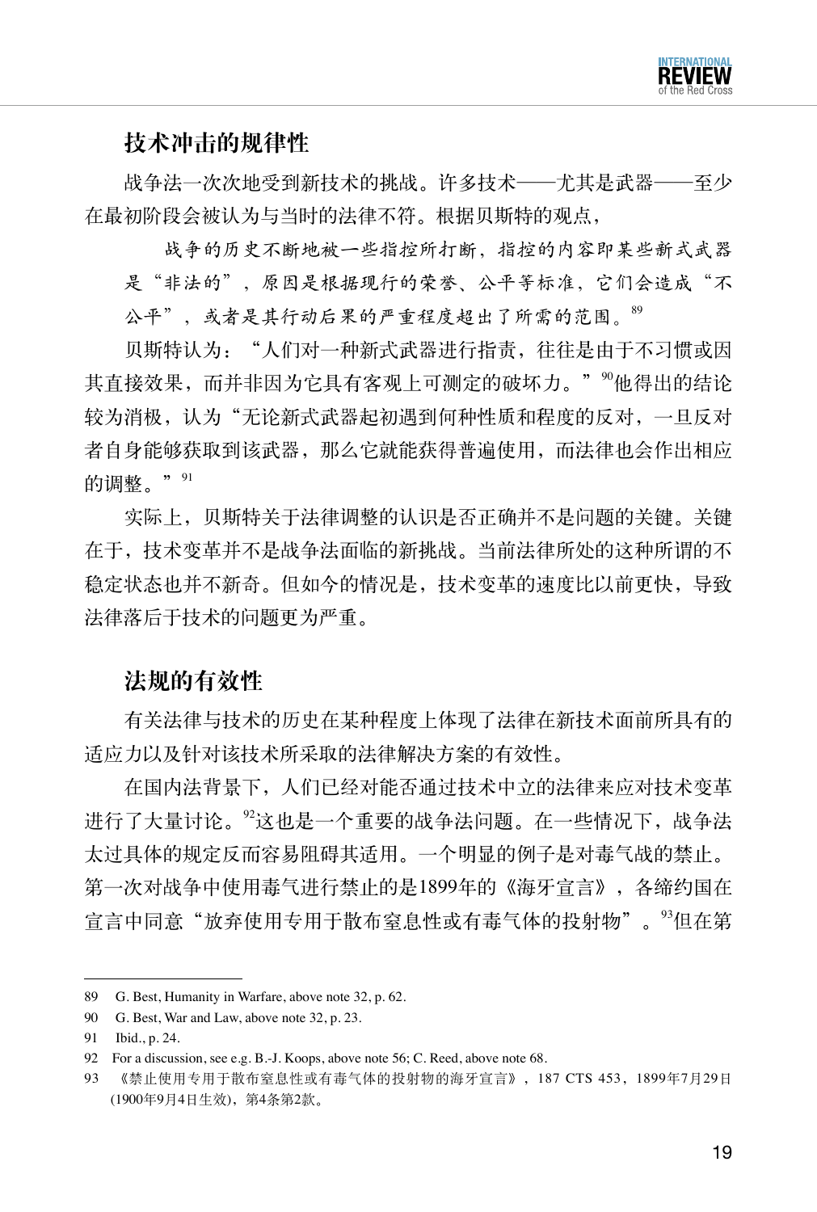## 技术冲击的规律性

战争法一次次地受到新技术的挑战。许多技术——尤其是武器——至少在最初阶段会被认为与当时的法律不符。根据贝斯特的观点，

> 战争的历史不断地被一些指控所打断，指控的内容即某些新式武器是“非法的”，原因是根据现行的荣誉、公平等标准，它们会造成“不公平”，或者是其行动后果的严重程度超出了所需的范围。[89]

贝斯特认为：“人们对一种新式武器进行指责，往往是由于不习惯或因其直接效果，而并非因为它具有客观上可测定的破坏力。”[90]他得出的结论较为消极，认为“无论新式武器起初遇到何种性质和程度的反对，一旦反对者自身能够获取到该武器，那么它就能获得普遍使用，而法律也会作出相应的调整。”[91]

实际上，贝斯特关于法律调整的认识是否正确并不是问题的关键。关键在于，技术变革并不是战争法面临的新挑战。当前法律所处的这种所谓的不稳定状态也并不新奇。但如今的情况是，技术变革的速度比以前更快，导致法律落后于技术的问题更为严重。

## 法规的有效性

有关法律与技术的历史在某种程度上体现了法律在新技术面前所具有的适应力以及针对该技术所采取的法律解决方案的有效性。

在国内法背景下，人们已经对能否通过技术中立的法律来应对技术变革进行了大量讨论。[92]这也是一个重要的战争法问题。在一些情况下，战争法太过具体的规定反而容易阻碍其适用。一个明显的例子是对毒气战的禁止。第一次对战争中使用毒气进行禁止的是1899年的《海牙宣言》，各缔约国在宣言中同意“放弃使用专用于散布窒息性或有毒气体的投射物”。[93]但在第

---

89 G. Best, Humanity in Warfare, above note 32, p. 62.

90 G. Best, War and Law, above note 32, p. 23.

91 Ibid., p. 24.

92 For a discussion, see e.g. B.-J. Koops, above note 56; C. Reed, above note 68.

93 《禁止使用专用于散布窒息性或有毒气体的投射物的海牙宣言》，187 CTS 453，1899年7月29日(1900年9月4日生效)，第4条第2款。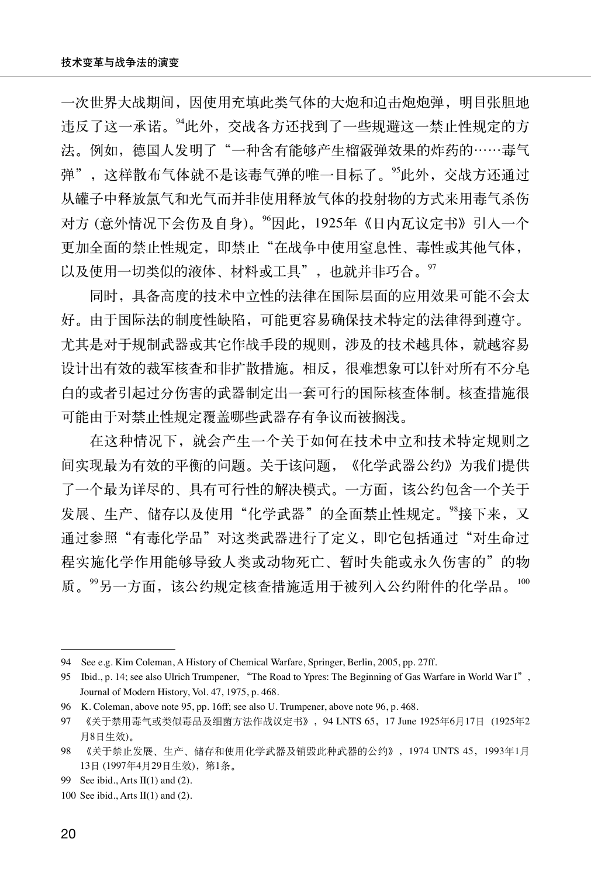一次世界大战期间，因使用充填此类气体的大炮和迫击炮炮弹，明目张胆地违反了这一承诺。[94]此外，交战各方还找到了一些规避这一禁止性规定的方法。例如，德国人发明了"一种含有能够产生榴霰弹效果的炸药的……毒气弹"，这样散布气体就不是该毒气弹的唯一目标了。[95]此外，交战方还通过从罐子中释放氯气和光气而并非使用释放气体的投射物的方式来用毒气杀伤对方 (意外情况下会伤及自身)。[96]因此，1925年《日内瓦议定书》引入一个更加全面的禁止性规定，即禁止"在战争中使用窒息性、毒性或其他气体，以及使用一切类似的液体、材料或工具"，也就并非巧合。[97]

同时，具备高度的技术中立性的法律在国际层面的应用效果可能不会太好。由于国际法的制度性缺陷，可能更容易确保技术特定的法律得到遵守。尤其是对于规制武器或其它作战手段的规则，涉及的技术越具体，就越容易设计出有效的裁军核查和非扩散措施。相反，很难想象可以针对所有不分皂白的或者引起过分伤害的武器制定出一套可行的国际核查体制。核查措施很可能由于对禁止性规定覆盖哪些武器存有争议而被搁浅。

在这种情况下，就会产生一个关于如何在技术中立和技术特定规则之间实现最为有效的平衡的问题。关于该问题，《化学武器公约》为我们提供了一个最为详尽的、具有可行性的解决模式。一方面，该公约包含一个关于发展、生产、储存以及使用"化学武器"的全面禁止性规定。[98]接下来，又通过参照"有毒化学品"对这类武器进行了定义，即它包括通过"对生命过程实施化学作用能够导致人类或动物死亡、暂时失能或永久伤害的"的物质。[99]另一方面，该公约规定核查措施适用于被列入公约附件的化学品。[100]

---

94 See e.g. Kim Coleman, A History of Chemical Warfare, Springer, Berlin, 2005, pp. 27ff.

95 Ibid., p. 14; see also Ulrich Trumpener, "The Road to Ypres: The Beginning of Gas Warfare in World War I", Journal of Modern History, Vol. 47, 1975, p. 468.

96 K. Coleman, above note 95, pp. 16ff; see also U. Trumpener, above note 96, p. 468.

97 《关于禁用毒气或类似毒品及细菌方法作战议定书》，94 LNTS 65，17 June 1925年6月17日 (1925年2月8日生效)。

98 《关于禁止发展、生产、储存和使用化学武器及销毁此种武器的公约》，1974 UNTS 45，1993年1月13日 (1997年4月29日生效)，第1条。

99 See ibid., Arts II(1) and (2).

100 See ibid., Arts II(1) and (2).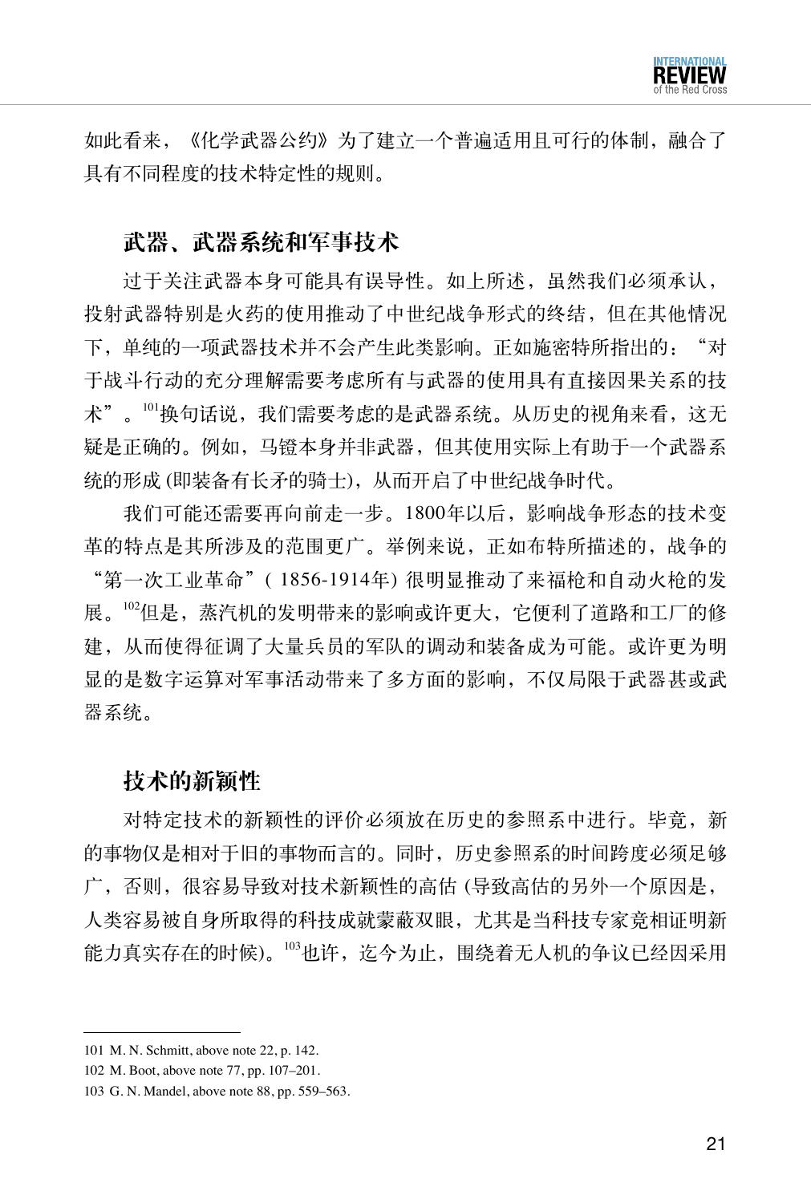如此看来，《化学武器公约》为了建立一个普遍适用且可行的体制，融合了具有不同程度的技术特定性的规则。

## 武器、武器系统和军事技术

过于关注武器本身可能具有误导性。如上所述，虽然我们必须承认，投射武器特别是火药的使用推动了中世纪战争形式的终结，但在其他情况下，单纯的一项武器技术并不会产生此类影响。正如施密特所指出的：“对于战斗行动的充分理解需要考虑所有与武器的使用具有直接因果关系的技术”。[101]换句话说，我们需要考虑的是武器系统。从历史的视角来看，这无疑是正确的。例如，马镫本身并非武器，但其使用实际上有助于一个武器系统的形成 (即装备有长矛的骑士)，从而开启了中世纪战争时代。

我们可能还需要再向前走一步。1800年以后，影响战争形态的技术变革的特点是其所涉及的范围更广。举例来说，正如布特所描述的，战争的“第一次工业革命”( 1856-1914年) 很明显推动了来福枪和自动火枪的发展。[102]但是，蒸汽机的发明带来的影响或许更大，它便利了道路和工厂的修建，从而使得征调了大量兵员的军队的调动和装备成为可能。或许更为明显的是数字运算对军事活动带来了多方面的影响，不仅局限于武器甚或武器系统。

## 技术的新颖性

对特定技术的新颖性的评价必须放在历史的参照系中进行。毕竟，新的事物仅是相对于旧的事物而言的。同时，历史参照系的时间跨度必须足够广，否则，很容易导致对技术新颖性的高估 (导致高估的另外一个原因是，人类容易被自身所取得的科技成就蒙蔽双眼，尤其是当科技专家竞相证明新能力真实存在的时候)。[103]也许，迄今为止，围绕着无人机的争议已经因采用

---

101 M. N. Schmitt, above note 22, p. 142.

102 M. Boot, above note 77, pp. 107–201.

103 G. N. Mandel, above note 88, pp. 559–563.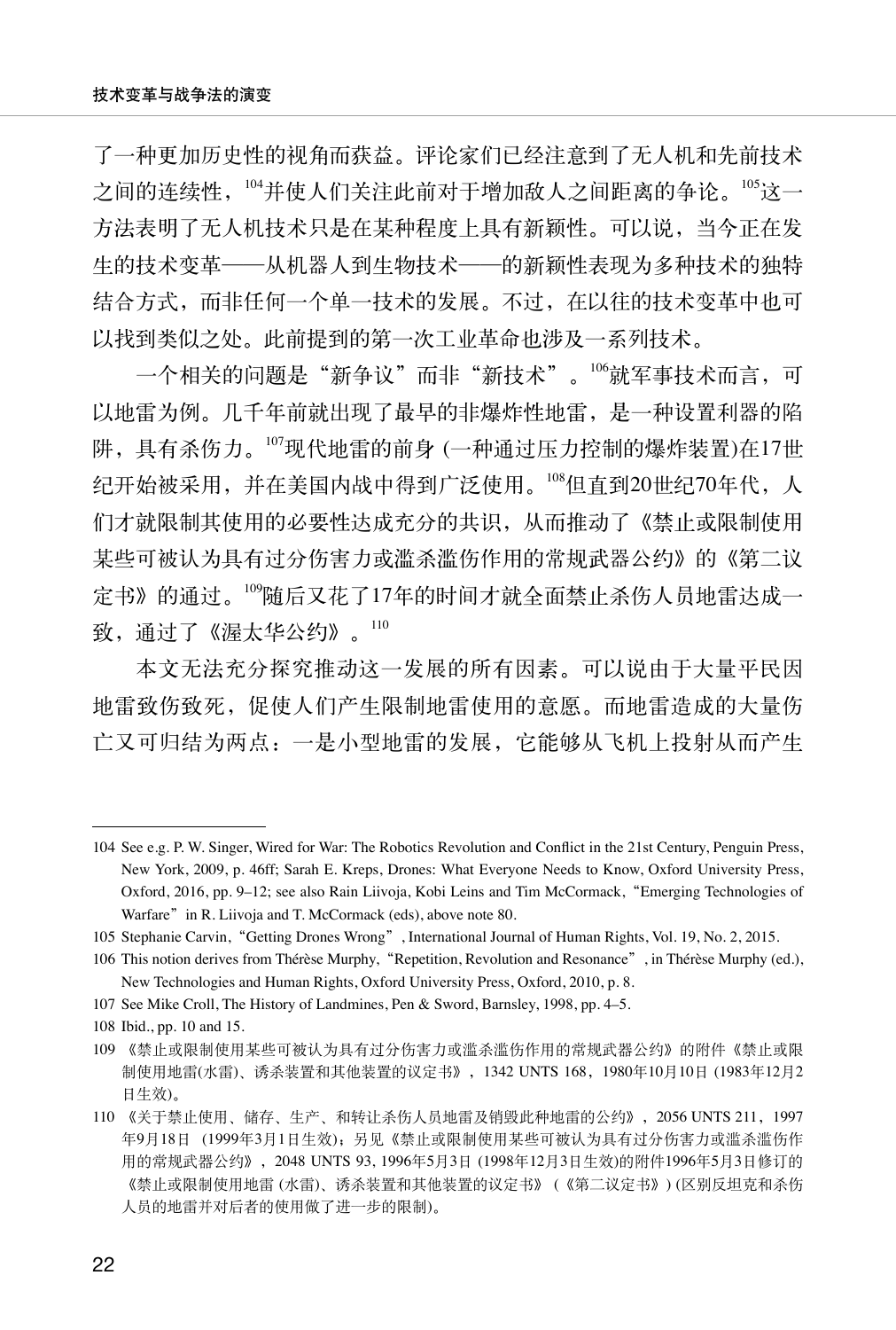了一种更加历史性的视角而获益。评论家们已经注意到了无人机和先前技术之间的连续性，[104]并使人们关注此前对于增加敌人之间距离的争论。[105]这一方法表明了无人机技术只是在某种程度上具有新颖性。可以说，当今正在发生的技术变革——从机器人到生物技术——的新颖性表现为多种技术的独特结合方式，而非任何一个单一技术的发展。不过，在以往的技术变革中也可以找到类似之处。此前提到的第一次工业革命也涉及一系列技术。

一个相关的问题是“新争议”而非“新技术”。[106]就军事技术而言，可以地雷为例。几千年前就出现了最早的非爆炸性地雷，是一种设置利器的陷阱，具有杀伤力。[107]现代地雷的前身 (一种通过压力控制的爆炸装置)在17世纪开始被采用，并在美国内战中得到广泛使用。[108]但直到20世纪70年代，人们才就限制其使用的必要性达成充分的共识，从而推动了《禁止或限制使用某些可被认为具有过分伤害力或滥杀滥伤作用的常规武器公约》的《第二议定书》的通过。[109]随后又花了17年的时间才就全面禁止杀伤人员地雷达成一致，通过了《渥太华公约》。[110]

本文无法充分探究推动这一发展的所有因素。可以说由于大量平民因地雷致伤致死，促使人们产生限制地雷使用的意愿。而地雷造成的大量伤亡又可归结为两点：一是小型地雷的发展，它能够从飞机上投射从而产生

---

104 See e.g. P. W. Singer, Wired for War: The Robotics Revolution and Conflict in the 21st Century, Penguin Press, New York, 2009, p. 46ff; Sarah E. Kreps, Drones: What Everyone Needs to Know, Oxford University Press, Oxford, 2016, pp. 9–12; see also Rain Liivoja, Kobi Leins and Tim McCormack,“Emerging Technologies of Warfare”in R. Liivoja and T. McCormack (eds), above note 80.

105 Stephanie Carvin,“Getting Drones Wrong”, International Journal of Human Rights, Vol. 19, No. 2, 2015.

106 This notion derives from Thérèse Murphy,“Repetition, Revolution and Resonance”, in Thérèse Murphy (ed.), New Technologies and Human Rights, Oxford University Press, Oxford, 2010, p. 8.

107 See Mike Croll, The History of Landmines, Pen & Sword, Barnsley, 1998, pp. 4–5.

108 Ibid., pp. 10 and 15.

109 《禁止或限制使用某些可被认为具有过分伤害力或滥杀滥伤作用的常规武器公约》的附件《禁止或限制使用地雷(水雷)、诱杀装置和其他装置的议定书》，1342 UNTS 168，1980年10月10日 (1983年12月2日生效)。

110 《关于禁止使用、储存、生产、和转让杀伤人员地雷及销毁此种地雷的公约》，2056 UNTS 211，1997年9月18日 (1999年3月1日生效)；另见《禁止或限制使用某些可被认为具有过分伤害力或滥杀滥伤作用的常规武器公约》，2048 UNTS 93, 1996年5月3日 (1998年12月3日生效)的附件1996年5月3日修订的《禁止或限制使用地雷 (水雷)、诱杀装置和其他装置的议定书》(《第二议定书》) (区别反坦克和杀伤人员的地雷并对后者的使用做了进一步的限制)。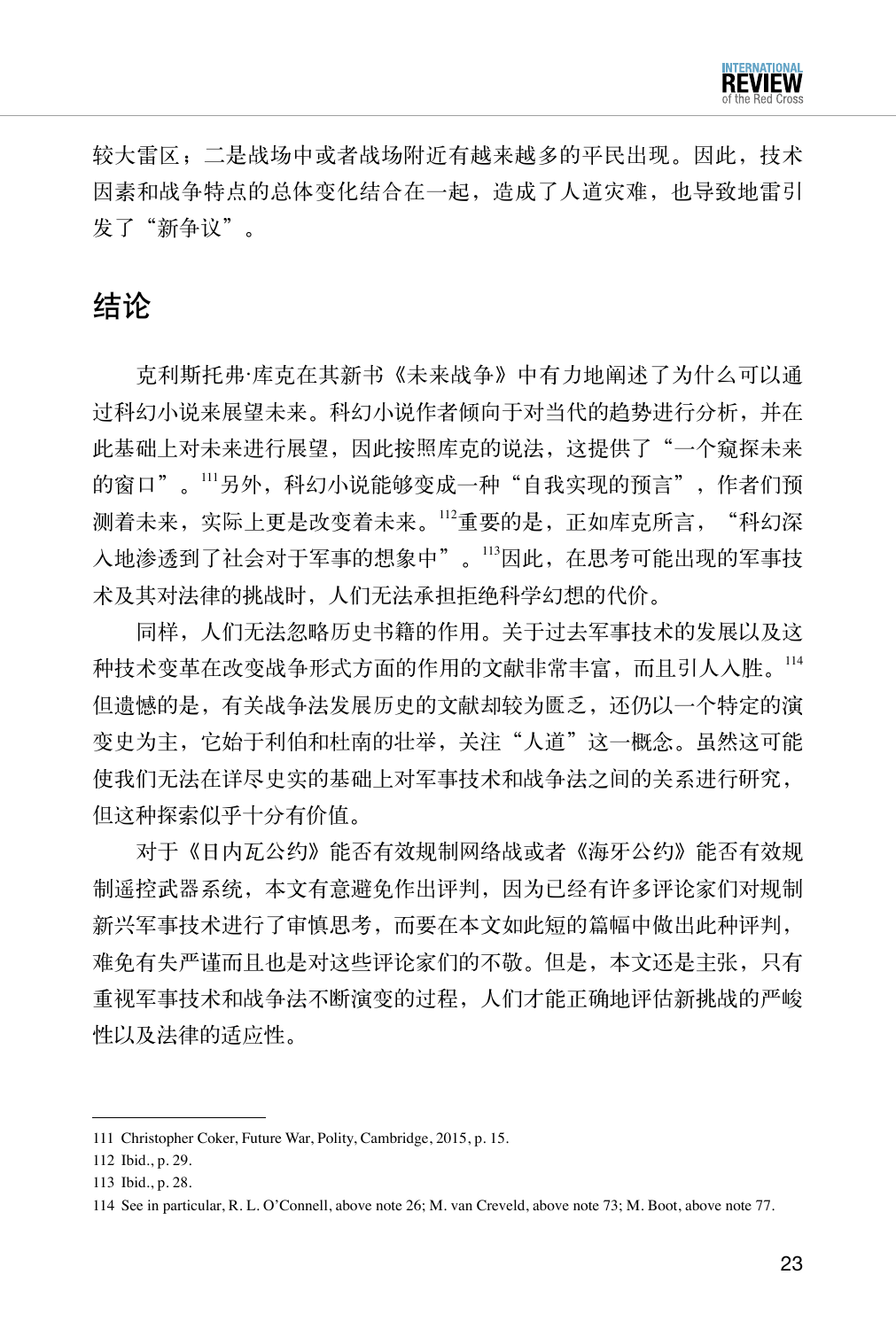较大雷区；二是战场中或者战场附近有越来越多的平民出现。因此，技术因素和战争特点的总体变化结合在一起，造成了人道灾难，也导致地雷引发了“新争议”。

## 结论

克利斯托弗·库克在其新书《未来战争》中有力地阐述了为什么可以通过科幻小说来展望未来。科幻小说作者倾向于对当代的趋势进行分析，并在此基础上对未来进行展望，因此按照库克的说法，这提供了“一个窥探未来的窗口”。[111]另外，科幻小说能够变成一种“自我实现的预言”，作者们预测着未来，实际上更是改变着未来。[112]重要的是，正如库克所言，“科幻深入地渗透到了社会对于军事的想象中”。[113]因此，在思考可能出现的军事技术及其对法律的挑战时，人们无法承担拒绝科学幻想的代价。

同样，人们无法忽略历史书籍的作用。关于过去军事技术的发展以及这种技术变革在改变战争形式方面的作用的文献非常丰富，而且引人入胜。[114]但遗憾的是，有关战争法发展历史的文献却较为匮乏，还仍以一个特定的演变史为主，它始于利伯和杜南的壮举，关注“人道”这一概念。虽然这可能使我们无法在详尽史实的基础上对军事技术和战争法之间的关系进行研究，但这种探索似乎十分有价值。

对于《日内瓦公约》能否有效规制网络战或者《海牙公约》能否有效规制遥控武器系统，本文有意避免作出评判，因为已经有许多评论家们对规制新兴军事技术进行了审慎思考，而要在本文如此短的篇幅中做出此种评判，难免有失严谨而且也是对这些评论家们的不敬。但是，本文还是主张，只有重视军事技术和战争法不断演变的过程，人们才能正确地评估新挑战的严峻性以及法律的适应性。

---

111 Christopher Coker, Future War, Polity, Cambridge, 2015, p. 15.

112 Ibid., p. 29.

113 Ibid., p. 28.

114 See in particular, R. L. O’Connell, above note 26; M. van Creveld, above note 73; M. Boot, above note 77.